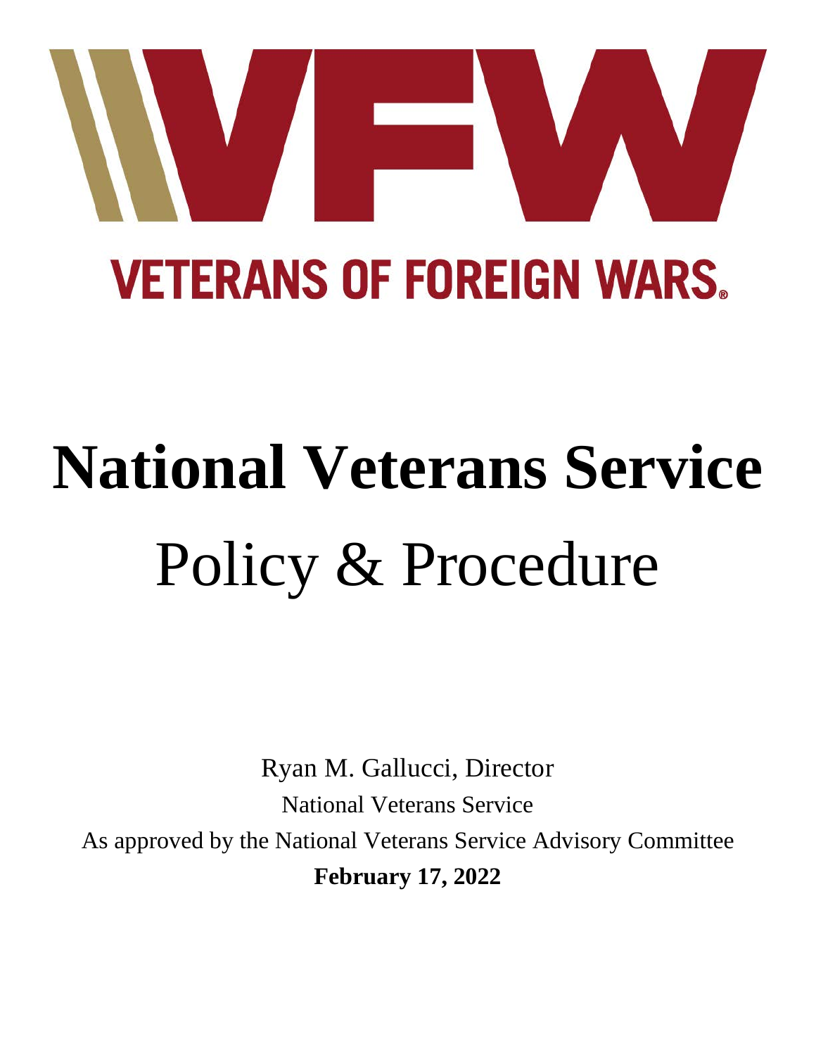# VETERANS OF FOREIGN WARS

# National Veterans Service

## Policy & Procedure

Ryan M. Gallucci, Director

National Veterans Service

As approved by the National Veterans Service Advisory Committee

**February 17, 2022**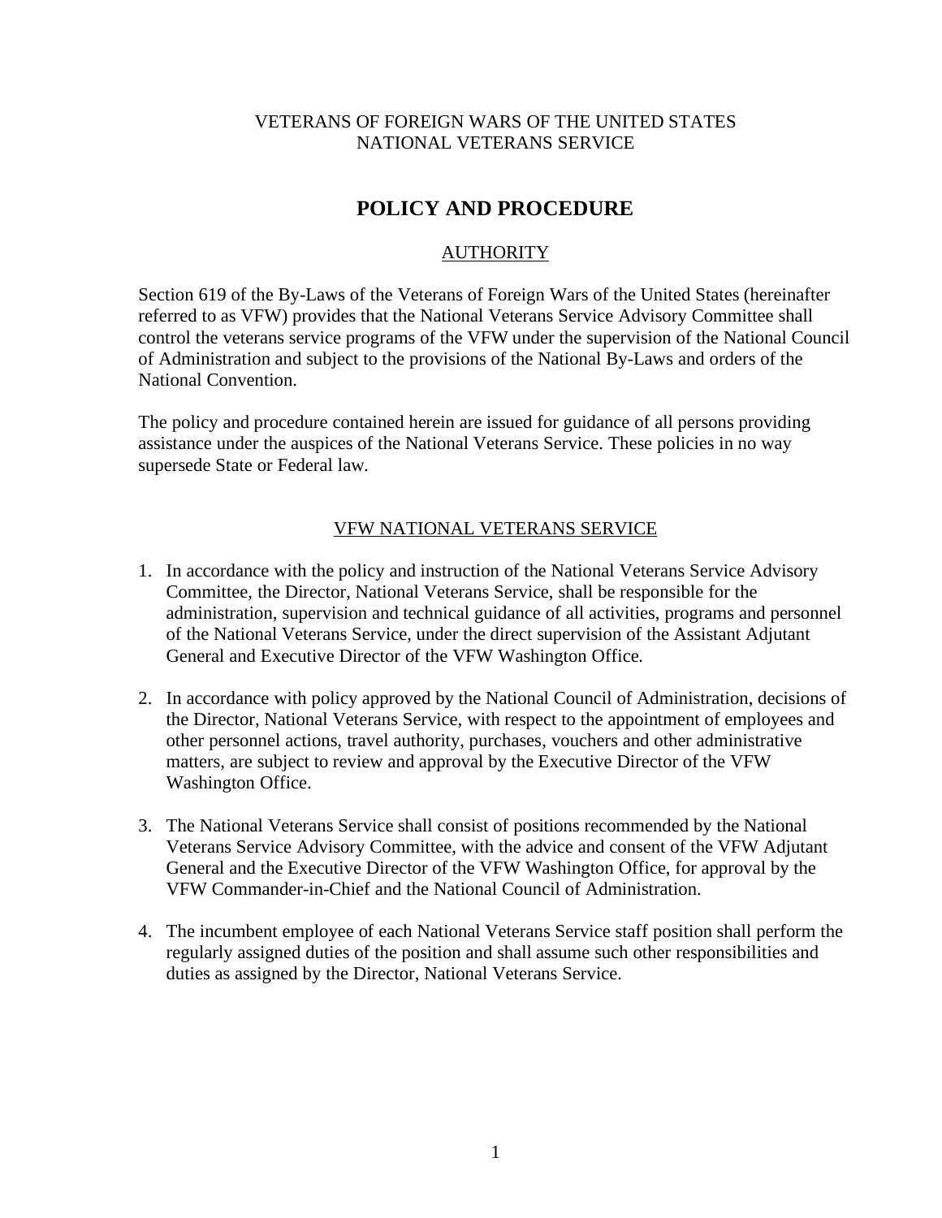VETERANS OF FOREIGN WARS OF THE UNITED STATES
NATIONAL VETERANS SERVICE

# POLICY AND PROCEDURE

## AUTHORITY

Section 619 of the By-Laws of the Veterans of Foreign Wars of the United States (hereinafter referred to as VFW) provides that the National Veterans Service Advisory Committee shall control the veterans service programs of the VFW under the supervision of the National Council of Administration and subject to the provisions of the National By-Laws and orders of the National Convention.

The policy and procedure contained herein are issued for guidance of all persons providing assistance under the auspices of the National Veterans Service. These policies in no way supersede State or Federal law.

## VFW NATIONAL VETERANS SERVICE

1. In accordance with the policy and instruction of the National Veterans Service Advisory Committee, the Director, National Veterans Service, shall be responsible for the administration, supervision and technical guidance of all activities, programs and personnel of the National Veterans Service, under the direct supervision of the Assistant Adjutant General and Executive Director of the VFW Washington Office.

2. In accordance with policy approved by the National Council of Administration, decisions of the Director, National Veterans Service, with respect to the appointment of employees and other personnel actions, travel authority, purchases, vouchers and other administrative matters, are subject to review and approval by the Executive Director of the VFW Washington Office.

3. The National Veterans Service shall consist of positions recommended by the National Veterans Service Advisory Committee, with the advice and consent of the VFW Adjutant General and the Executive Director of the VFW Washington Office, for approval by the VFW Commander-in-Chief and the National Council of Administration.

4. The incumbent employee of each National Veterans Service staff position shall perform the regularly assigned duties of the position and shall assume such other responsibilities and duties as assigned by the Director, National Veterans Service.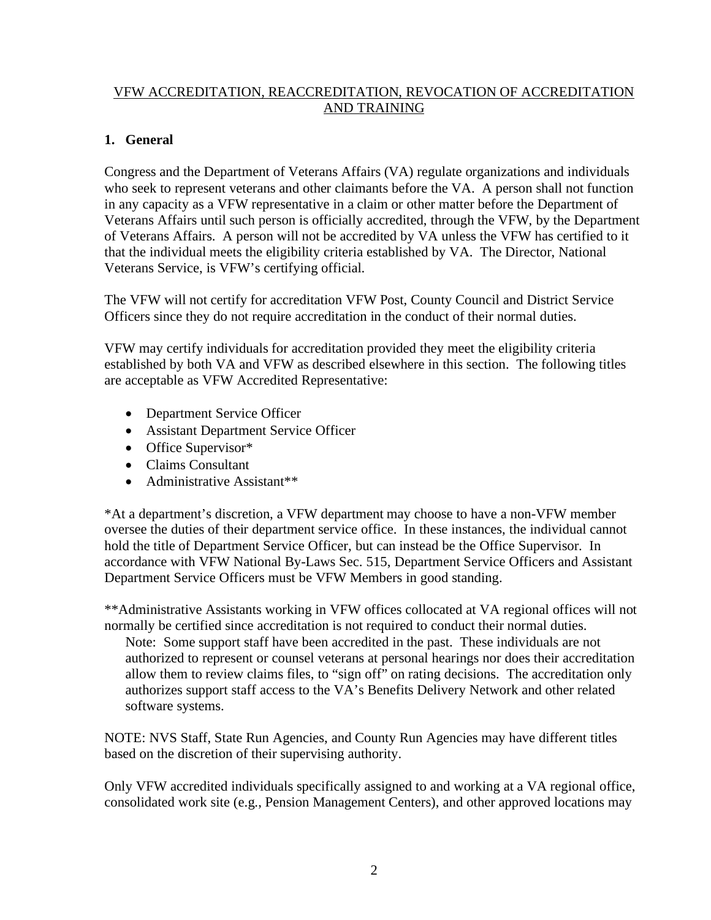<u>VFW ACCREDITATION, REACCREDITATION, REVOCATION OF ACCREDITATION AND TRAINING</u>

## 1. General

Congress and the Department of Veterans Affairs (VA) regulate organizations and individuals who seek to represent veterans and other claimants before the VA. A person shall not function in any capacity as a VFW representative in a claim or other matter before the Department of Veterans Affairs until such person is officially accredited, through the VFW, by the Department of Veterans Affairs. A person will not be accredited by VA unless the VFW has certified to it that the individual meets the eligibility criteria established by VA. The Director, National Veterans Service, is VFW's certifying official.

The VFW will not certify for accreditation VFW Post, County Council and District Service Officers since they do not require accreditation in the conduct of their normal duties.

VFW may certify individuals for accreditation provided they meet the eligibility criteria established by both VA and VFW as described elsewhere in this section. The following titles are acceptable as VFW Accredited Representative:

- Department Service Officer
- Assistant Department Service Officer
- Office Supervisor*
- Claims Consultant
- Administrative Assistant**

*At a department's discretion, a VFW department may choose to have a non-VFW member oversee the duties of their department service office. In these instances, the individual cannot hold the title of Department Service Officer, but can instead be the Office Supervisor. In accordance with VFW National By-Laws Sec. 515, Department Service Officers and Assistant Department Service Officers must be VFW Members in good standing.

**Administrative Assistants working in VFW offices collocated at VA regional offices will not normally be certified since accreditation is not required to conduct their normal duties.

> Note: Some support staff have been accredited in the past. These individuals are not authorized to represent or counsel veterans at personal hearings nor does their accreditation allow them to review claims files, to "sign off" on rating decisions. The accreditation only authorizes support staff access to the VA's Benefits Delivery Network and other related software systems.

NOTE: NVS Staff, State Run Agencies, and County Run Agencies may have different titles based on the discretion of their supervising authority.

Only VFW accredited individuals specifically assigned to and working at a VA regional office, consolidated work site (e.g., Pension Management Centers), and other approved locations may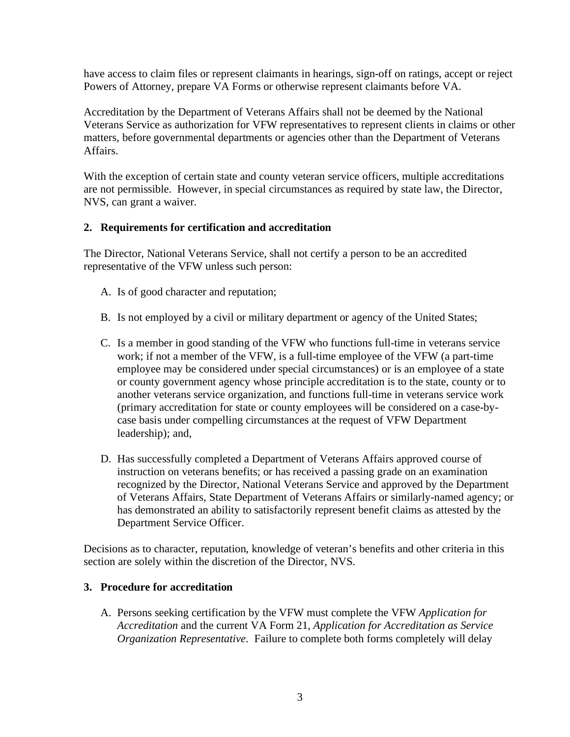have access to claim files or represent claimants in hearings, sign-off on ratings, accept or reject Powers of Attorney, prepare VA Forms or otherwise represent claimants before VA.

Accreditation by the Department of Veterans Affairs shall not be deemed by the National Veterans Service as authorization for VFW representatives to represent clients in claims or other matters, before governmental departments or agencies other than the Department of Veterans Affairs.

With the exception of certain state and county veteran service officers, multiple accreditations are not permissible. However, in special circumstances as required by state law, the Director, NVS, can grant a waiver.

**2. Requirements for certification and accreditation**

The Director, National Veterans Service, shall not certify a person to be an accredited representative of the VFW unless such person:

A. Is of good character and reputation;

B. Is not employed by a civil or military department or agency of the United States;

C. Is a member in good standing of the VFW who functions full-time in veterans service work; if not a member of the VFW, is a full-time employee of the VFW (a part-time employee may be considered under special circumstances) or is an employee of a state or county government agency whose principle accreditation is to the state, county or to another veterans service organization, and functions full-time in veterans service work (primary accreditation for state or county employees will be considered on a case-by-case basis under compelling circumstances at the request of VFW Department leadership); and,

D. Has successfully completed a Department of Veterans Affairs approved course of instruction on veterans benefits; or has received a passing grade on an examination recognized by the Director, National Veterans Service and approved by the Department of Veterans Affairs, State Department of Veterans Affairs or similarly-named agency; or has demonstrated an ability to satisfactorily represent benefit claims as attested by the Department Service Officer.

Decisions as to character, reputation, knowledge of veteran's benefits and other criteria in this section are solely within the discretion of the Director, NVS.

**3. Procedure for accreditation**

A. Persons seeking certification by the VFW must complete the VFW *Application for Accreditation* and the current VA Form 21, *Application for Accreditation as Service Organization Representative*. Failure to complete both forms completely will delay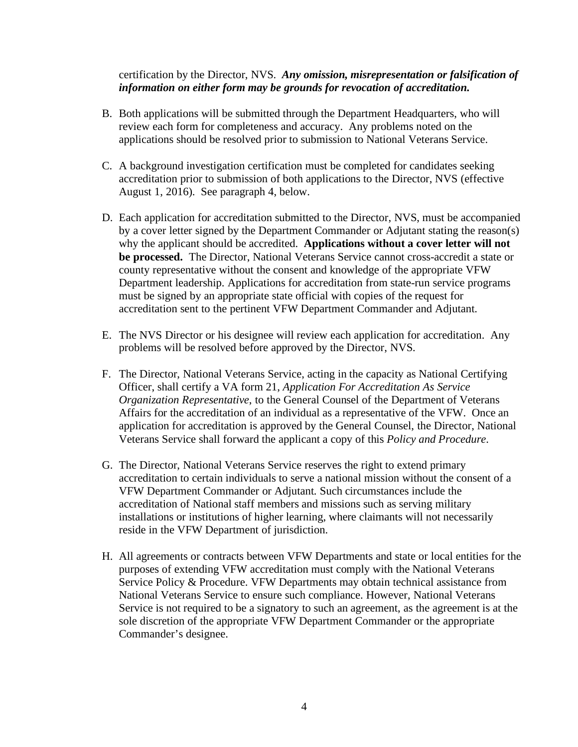certification by the Director, NVS. ***Any omission, misrepresentation or falsification of information on either form may be grounds for revocation of accreditation.***

B. Both applications will be submitted through the Department Headquarters, who will review each form for completeness and accuracy. Any problems noted on the applications should be resolved prior to submission to National Veterans Service.

C. A background investigation certification must be completed for candidates seeking accreditation prior to submission of both applications to the Director, NVS (effective August 1, 2016). See paragraph 4, below.

D. Each application for accreditation submitted to the Director, NVS, must be accompanied by a cover letter signed by the Department Commander or Adjutant stating the reason(s) why the applicant should be accredited. **Applications without a cover letter will not be processed.** The Director, National Veterans Service cannot cross-accredit a state or county representative without the consent and knowledge of the appropriate VFW Department leadership. Applications for accreditation from state-run service programs must be signed by an appropriate state official with copies of the request for accreditation sent to the pertinent VFW Department Commander and Adjutant.

E. The NVS Director or his designee will review each application for accreditation. Any problems will be resolved before approved by the Director, NVS.

F. The Director, National Veterans Service, acting in the capacity as National Certifying Officer, shall certify a VA form 21, *Application For Accreditation As Service Organization Representative*, to the General Counsel of the Department of Veterans Affairs for the accreditation of an individual as a representative of the VFW. Once an application for accreditation is approved by the General Counsel, the Director, National Veterans Service shall forward the applicant a copy of this *Policy and Procedure*.

G. The Director, National Veterans Service reserves the right to extend primary accreditation to certain individuals to serve a national mission without the consent of a VFW Department Commander or Adjutant. Such circumstances include the accreditation of National staff members and missions such as serving military installations or institutions of higher learning, where claimants will not necessarily reside in the VFW Department of jurisdiction.

H. All agreements or contracts between VFW Departments and state or local entities for the purposes of extending VFW accreditation must comply with the National Veterans Service Policy & Procedure. VFW Departments may obtain technical assistance from National Veterans Service to ensure such compliance. However, National Veterans Service is not required to be a signatory to such an agreement, as the agreement is at the sole discretion of the appropriate VFW Department Commander or the appropriate Commander's designee.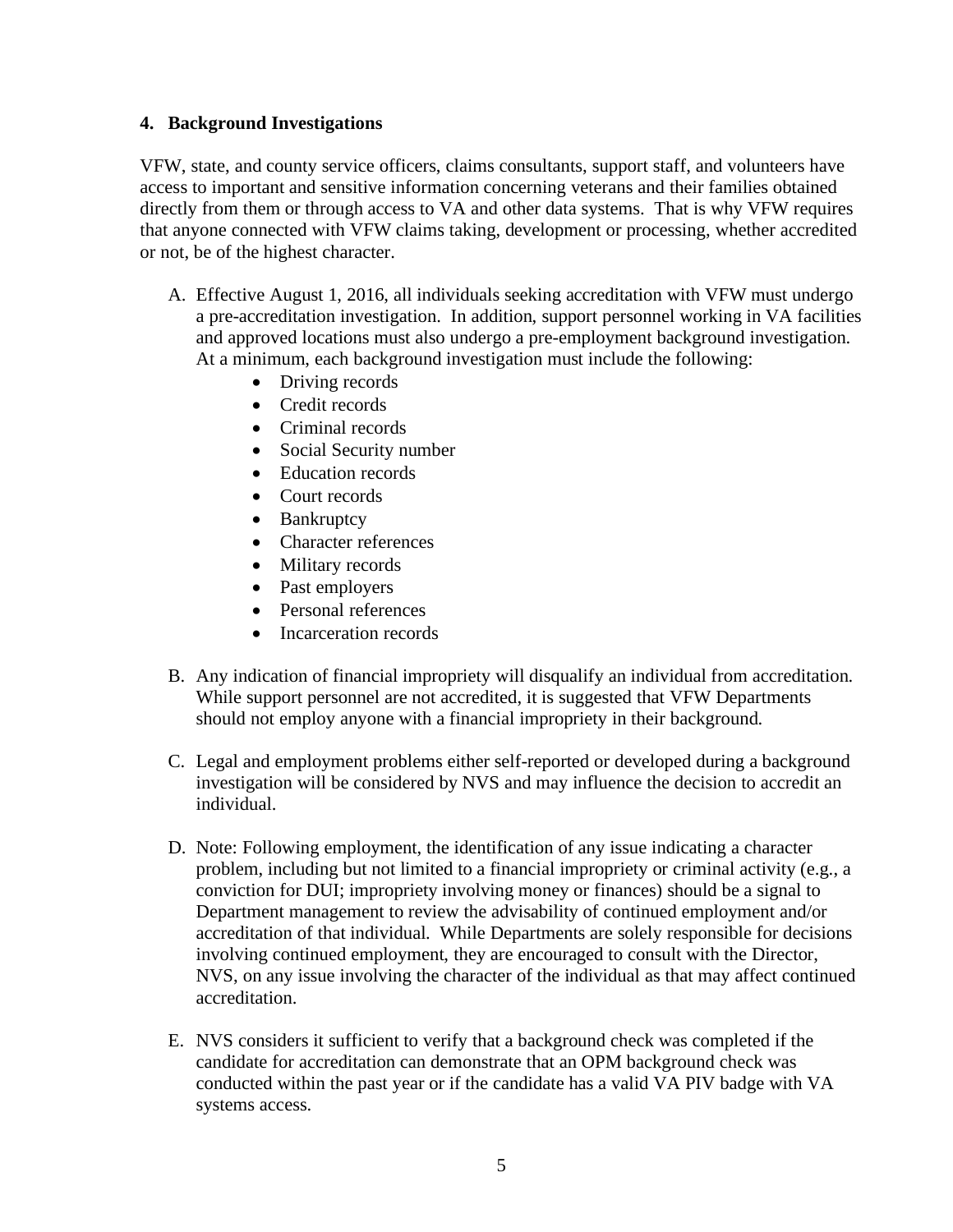## 4. Background Investigations

VFW, state, and county service officers, claims consultants, support staff, and volunteers have access to important and sensitive information concerning veterans and their families obtained directly from them or through access to VA and other data systems. That is why VFW requires that anyone connected with VFW claims taking, development or processing, whether accredited or not, be of the highest character.

A. Effective August 1, 2016, all individuals seeking accreditation with VFW must undergo a pre-accreditation investigation. In addition, support personnel working in VA facilities and approved locations must also undergo a pre-employment background investigation. At a minimum, each background investigation must include the following:
   - Driving records
   - Credit records
   - Criminal records
   - Social Security number
   - Education records
   - Court records
   - Bankruptcy
   - Character references
   - Military records
   - Past employers
   - Personal references
   - Incarceration records

B. Any indication of financial impropriety will disqualify an individual from accreditation. While support personnel are not accredited, it is suggested that VFW Departments should not employ anyone with a financial impropriety in their background.

C. Legal and employment problems either self-reported or developed during a background investigation will be considered by NVS and may influence the decision to accredit an individual.

D. Note: Following employment, the identification of any issue indicating a character problem, including but not limited to a financial impropriety or criminal activity (e.g., a conviction for DUI; impropriety involving money or finances) should be a signal to Department management to review the advisability of continued employment and/or accreditation of that individual. While Departments are solely responsible for decisions involving continued employment, they are encouraged to consult with the Director, NVS, on any issue involving the character of the individual as that may affect continued accreditation.

E. NVS considers it sufficient to verify that a background check was completed if the candidate for accreditation can demonstrate that an OPM background check was conducted within the past year or if the candidate has a valid VA PIV badge with VA systems access.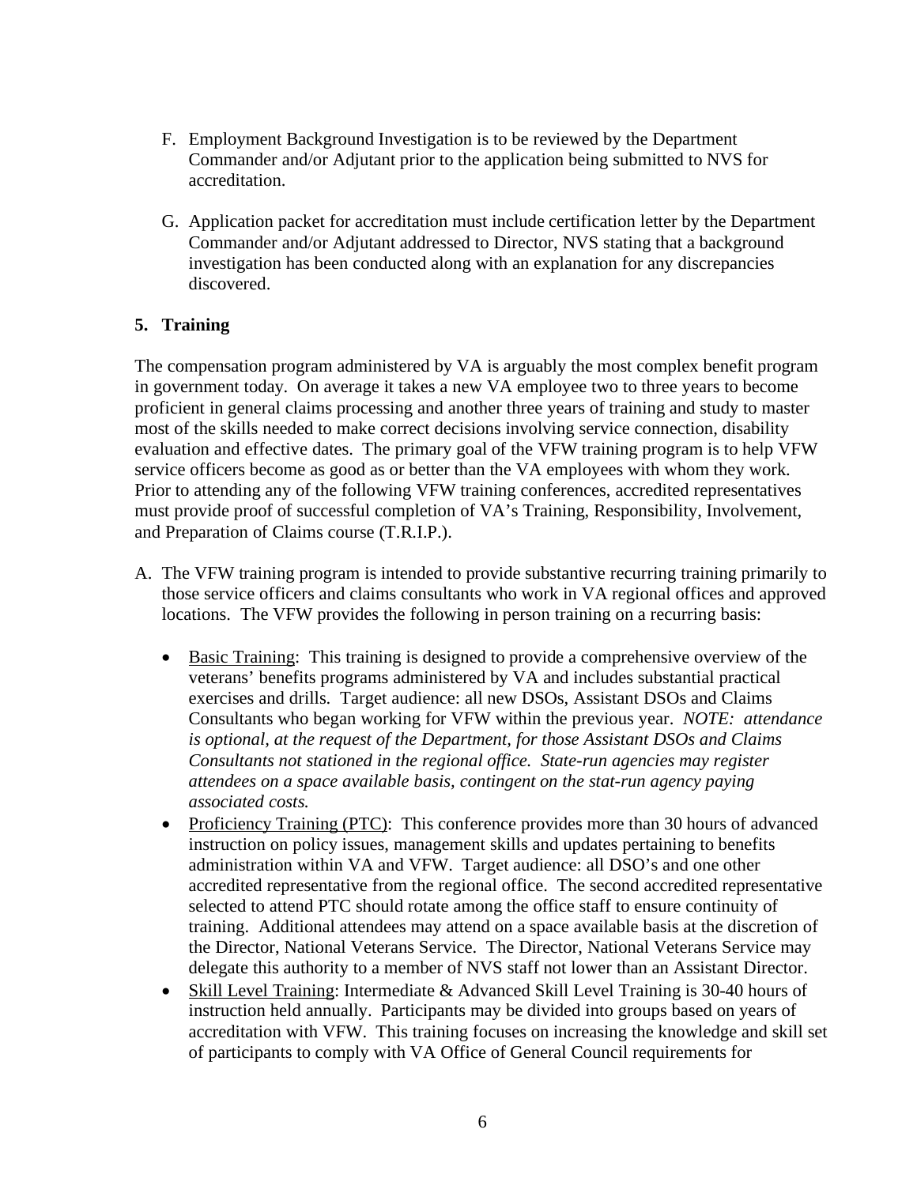F. Employment Background Investigation is to be reviewed by the Department Commander and/or Adjutant prior to the application being submitted to NVS for accreditation.

G. Application packet for accreditation must include certification letter by the Department Commander and/or Adjutant addressed to Director, NVS stating that a background investigation has been conducted along with an explanation for any discrepancies discovered.

**5. Training**

The compensation program administered by VA is arguably the most complex benefit program in government today. On average it takes a new VA employee two to three years to become proficient in general claims processing and another three years of training and study to master most of the skills needed to make correct decisions involving service connection, disability evaluation and effective dates. The primary goal of the VFW training program is to help VFW service officers become as good as or better than the VA employees with whom they work. Prior to attending any of the following VFW training conferences, accredited representatives must provide proof of successful completion of VA's Training, Responsibility, Involvement, and Preparation of Claims course (T.R.I.P.).

A. The VFW training program is intended to provide substantive recurring training primarily to those service officers and claims consultants who work in VA regional offices and approved locations. The VFW provides the following in person training on a recurring basis:

- Basic Training: This training is designed to provide a comprehensive overview of the veterans' benefits programs administered by VA and includes substantial practical exercises and drills. Target audience: all new DSOs, Assistant DSOs and Claims Consultants who began working for VFW within the previous year. *NOTE: attendance is optional, at the request of the Department, for those Assistant DSOs and Claims Consultants not stationed in the regional office. State-run agencies may register attendees on a space available basis, contingent on the stat-run agency paying associated costs.*
- Proficiency Training (PTC): This conference provides more than 30 hours of advanced instruction on policy issues, management skills and updates pertaining to benefits administration within VA and VFW. Target audience: all DSO's and one other accredited representative from the regional office. The second accredited representative selected to attend PTC should rotate among the office staff to ensure continuity of training. Additional attendees may attend on a space available basis at the discretion of the Director, National Veterans Service. The Director, National Veterans Service may delegate this authority to a member of NVS staff not lower than an Assistant Director.
- Skill Level Training: Intermediate & Advanced Skill Level Training is 30-40 hours of instruction held annually. Participants may be divided into groups based on years of accreditation with VFW. This training focuses on increasing the knowledge and skill set of participants to comply with VA Office of General Council requirements for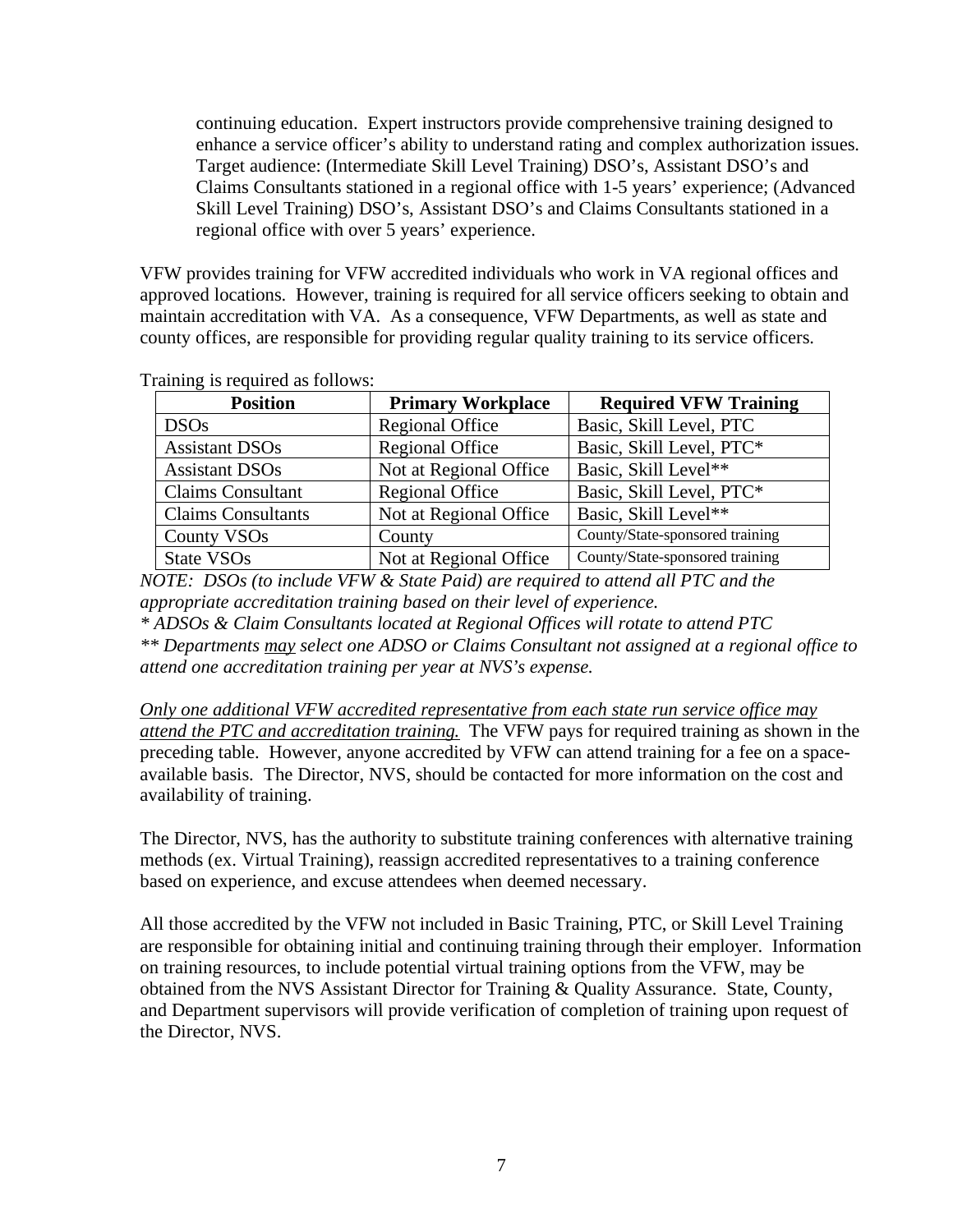continuing education. Expert instructors provide comprehensive training designed to enhance a service officer's ability to understand rating and complex authorization issues. Target audience: (Intermediate Skill Level Training) DSO's, Assistant DSO's and Claims Consultants stationed in a regional office with 1-5 years' experience; (Advanced Skill Level Training) DSO's, Assistant DSO's and Claims Consultants stationed in a regional office with over 5 years' experience.

VFW provides training for VFW accredited individuals who work in VA regional offices and approved locations. However, training is required for all service officers seeking to obtain and maintain accreditation with VA. As a consequence, VFW Departments, as well as state and county offices, are responsible for providing regular quality training to its service officers.

Training is required as follows:

| Position | Primary Workplace | Required VFW Training |
|---|---|---|
| DSOs | Regional Office | Basic, Skill Level, PTC |
| Assistant DSOs | Regional Office | Basic, Skill Level, PTC* |
| Assistant DSOs | Not at Regional Office | Basic, Skill Level** |
| Claims Consultant | Regional Office | Basic, Skill Level, PTC* |
| Claims Consultants | Not at Regional Office | Basic, Skill Level** |
| County VSOs | County | County/State-sponsored training |
| State VSOs | Not at Regional Office | County/State-sponsored training |

*NOTE: DSOs (to include VFW & State Paid) are required to attend all PTC and the appropriate accreditation training based on their level of experience.*
*\* ADSOs & Claim Consultants located at Regional Offices will rotate to attend PTC*
*\*\* Departments may select one ADSO or Claims Consultant not assigned at a regional office to attend one accreditation training per year at NVS's expense.*

*Only one additional VFW accredited representative from each state run service office may attend the PTC and accreditation training.* The VFW pays for required training as shown in the preceding table. However, anyone accredited by VFW can attend training for a fee on a space-available basis. The Director, NVS, should be contacted for more information on the cost and availability of training.

The Director, NVS, has the authority to substitute training conferences with alternative training methods (ex. Virtual Training), reassign accredited representatives to a training conference based on experience, and excuse attendees when deemed necessary.

All those accredited by the VFW not included in Basic Training, PTC, or Skill Level Training are responsible for obtaining initial and continuing training through their employer. Information on training resources, to include potential virtual training options from the VFW, may be obtained from the NVS Assistant Director for Training & Quality Assurance. State, County, and Department supervisors will provide verification of completion of training upon request of the Director, NVS.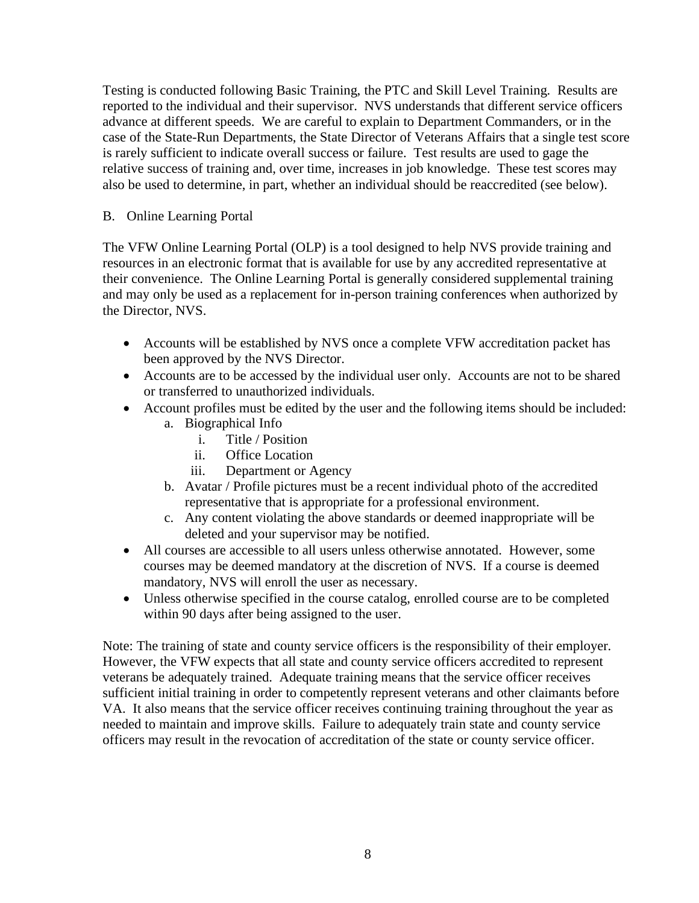Testing is conducted following Basic Training, the PTC and Skill Level Training. Results are reported to the individual and their supervisor. NVS understands that different service officers advance at different speeds. We are careful to explain to Department Commanders, or in the case of the State-Run Departments, the State Director of Veterans Affairs that a single test score is rarely sufficient to indicate overall success or failure. Test results are used to gage the relative success of training and, over time, increases in job knowledge. These test scores may also be used to determine, in part, whether an individual should be reaccredited (see below).

B. Online Learning Portal

The VFW Online Learning Portal (OLP) is a tool designed to help NVS provide training and resources in an electronic format that is available for use by any accredited representative at their convenience. The Online Learning Portal is generally considered supplemental training and may only be used as a replacement for in-person training conferences when authorized by the Director, NVS.

- Accounts will be established by NVS once a complete VFW accreditation packet has been approved by the NVS Director.
- Accounts are to be accessed by the individual user only. Accounts are not to be shared or transferred to unauthorized individuals.
- Account profiles must be edited by the user and the following items should be included:
    a. Biographical Info
        i. Title / Position
        ii. Office Location
        iii. Department or Agency
    b. Avatar / Profile pictures must be a recent individual photo of the accredited representative that is appropriate for a professional environment.
    c. Any content violating the above standards or deemed inappropriate will be deleted and your supervisor may be notified.
- All courses are accessible to all users unless otherwise annotated. However, some courses may be deemed mandatory at the discretion of NVS. If a course is deemed mandatory, NVS will enroll the user as necessary.
- Unless otherwise specified in the course catalog, enrolled course are to be completed within 90 days after being assigned to the user.

Note: The training of state and county service officers is the responsibility of their employer. However, the VFW expects that all state and county service officers accredited to represent veterans be adequately trained. Adequate training means that the service officer receives sufficient initial training in order to competently represent veterans and other claimants before VA. It also means that the service officer receives continuing training throughout the year as needed to maintain and improve skills. Failure to adequately train state and county service officers may result in the revocation of accreditation of the state or county service officer.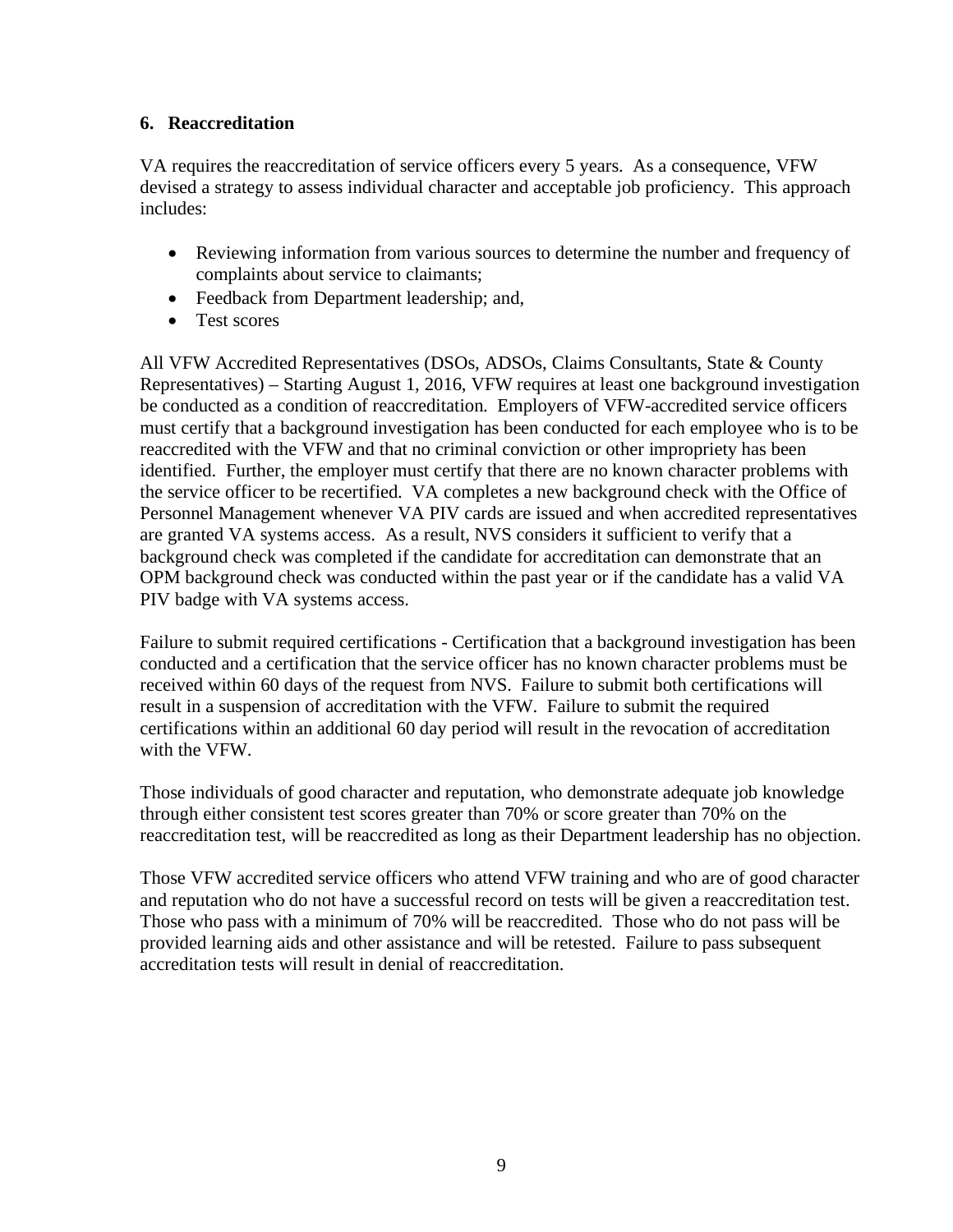## 6. Reaccreditation

VA requires the reaccreditation of service officers every 5 years. As a consequence, VFW devised a strategy to assess individual character and acceptable job proficiency. This approach includes:

- Reviewing information from various sources to determine the number and frequency of complaints about service to claimants;
- Feedback from Department leadership; and,
- Test scores

All VFW Accredited Representatives (DSOs, ADSOs, Claims Consultants, State & County Representatives) – Starting August 1, 2016, VFW requires at least one background investigation be conducted as a condition of reaccreditation. Employers of VFW-accredited service officers must certify that a background investigation has been conducted for each employee who is to be reaccredited with the VFW and that no criminal conviction or other impropriety has been identified. Further, the employer must certify that there are no known character problems with the service officer to be recertified. VA completes a new background check with the Office of Personnel Management whenever VA PIV cards are issued and when accredited representatives are granted VA systems access. As a result, NVS considers it sufficient to verify that a background check was completed if the candidate for accreditation can demonstrate that an OPM background check was conducted within the past year or if the candidate has a valid VA PIV badge with VA systems access.

Failure to submit required certifications - Certification that a background investigation has been conducted and a certification that the service officer has no known character problems must be received within 60 days of the request from NVS. Failure to submit both certifications will result in a suspension of accreditation with the VFW. Failure to submit the required certifications within an additional 60 day period will result in the revocation of accreditation with the VFW.

Those individuals of good character and reputation, who demonstrate adequate job knowledge through either consistent test scores greater than 70% or score greater than 70% on the reaccreditation test, will be reaccredited as long as their Department leadership has no objection.

Those VFW accredited service officers who attend VFW training and who are of good character and reputation who do not have a successful record on tests will be given a reaccreditation test. Those who pass with a minimum of 70% will be reaccredited. Those who do not pass will be provided learning aids and other assistance and will be retested. Failure to pass subsequent accreditation tests will result in denial of reaccreditation.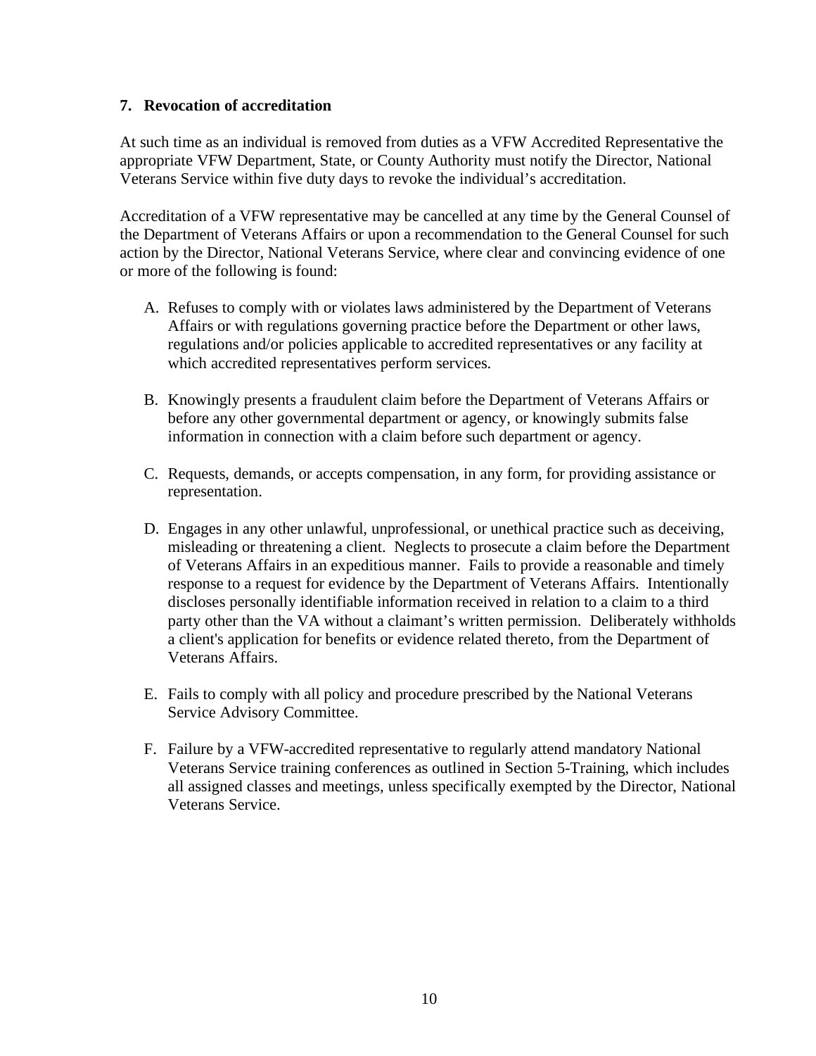## 7. Revocation of accreditation

At such time as an individual is removed from duties as a VFW Accredited Representative the appropriate VFW Department, State, or County Authority must notify the Director, National Veterans Service within five duty days to revoke the individual's accreditation.

Accreditation of a VFW representative may be cancelled at any time by the General Counsel of the Department of Veterans Affairs or upon a recommendation to the General Counsel for such action by the Director, National Veterans Service, where clear and convincing evidence of one or more of the following is found:

A. Refuses to comply with or violates laws administered by the Department of Veterans Affairs or with regulations governing practice before the Department or other laws, regulations and/or policies applicable to accredited representatives or any facility at which accredited representatives perform services.

B. Knowingly presents a fraudulent claim before the Department of Veterans Affairs or before any other governmental department or agency, or knowingly submits false information in connection with a claim before such department or agency.

C. Requests, demands, or accepts compensation, in any form, for providing assistance or representation.

D. Engages in any other unlawful, unprofessional, or unethical practice such as deceiving, misleading or threatening a client. Neglects to prosecute a claim before the Department of Veterans Affairs in an expeditious manner. Fails to provide a reasonable and timely response to a request for evidence by the Department of Veterans Affairs. Intentionally discloses personally identifiable information received in relation to a claim to a third party other than the VA without a claimant's written permission. Deliberately withholds a client's application for benefits or evidence related thereto, from the Department of Veterans Affairs.

E. Fails to comply with all policy and procedure prescribed by the National Veterans Service Advisory Committee.

F. Failure by a VFW-accredited representative to regularly attend mandatory National Veterans Service training conferences as outlined in Section 5-Training, which includes all assigned classes and meetings, unless specifically exempted by the Director, National Veterans Service.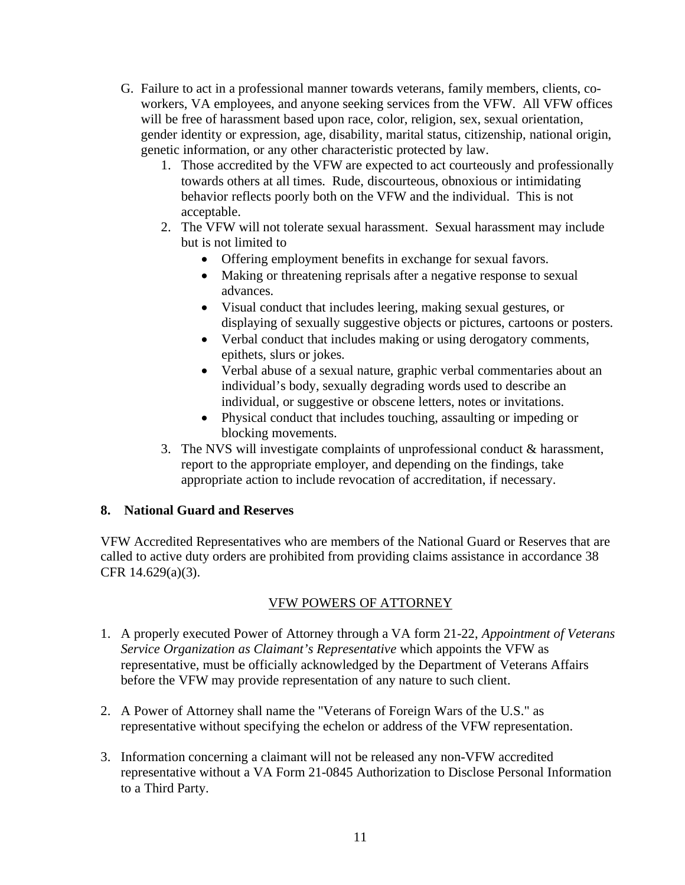G. Failure to act in a professional manner towards veterans, family members, clients, co-workers, VA employees, and anyone seeking services from the VFW. All VFW offices will be free of harassment based upon race, color, religion, sex, sexual orientation, gender identity or expression, age, disability, marital status, citizenship, national origin, genetic information, or any other characteristic protected by law.

   1. Those accredited by the VFW are expected to act courteously and professionally towards others at all times. Rude, discourteous, obnoxious or intimidating behavior reflects poorly both on the VFW and the individual. This is not acceptable.
   2. The VFW will not tolerate sexual harassment. Sexual harassment may include but is not limited to
      - Offering employment benefits in exchange for sexual favors.
      - Making or threatening reprisals after a negative response to sexual advances.
      - Visual conduct that includes leering, making sexual gestures, or displaying of sexually suggestive objects or pictures, cartoons or posters.
      - Verbal conduct that includes making or using derogatory comments, epithets, slurs or jokes.
      - Verbal abuse of a sexual nature, graphic verbal commentaries about an individual's body, sexually degrading words used to describe an individual, or suggestive or obscene letters, notes or invitations.
      - Physical conduct that includes touching, assaulting or impeding or blocking movements.
   3. The NVS will investigate complaints of unprofessional conduct & harassment, report to the appropriate employer, and depending on the findings, take appropriate action to include revocation of accreditation, if necessary.

**8. National Guard and Reserves**

VFW Accredited Representatives who are members of the National Guard or Reserves that are called to active duty orders are prohibited from providing claims assistance in accordance 38 CFR 14.629(a)(3).

## VFW POWERS OF ATTORNEY

1. A properly executed Power of Attorney through a VA form 21-22, *Appointment of Veterans Service Organization as Claimant's Representative* which appoints the VFW as representative, must be officially acknowledged by the Department of Veterans Affairs before the VFW may provide representation of any nature to such client.

2. A Power of Attorney shall name the "Veterans of Foreign Wars of the U.S." as representative without specifying the echelon or address of the VFW representation.

3. Information concerning a claimant will not be released any non-VFW accredited representative without a VA Form 21-0845 Authorization to Disclose Personal Information to a Third Party.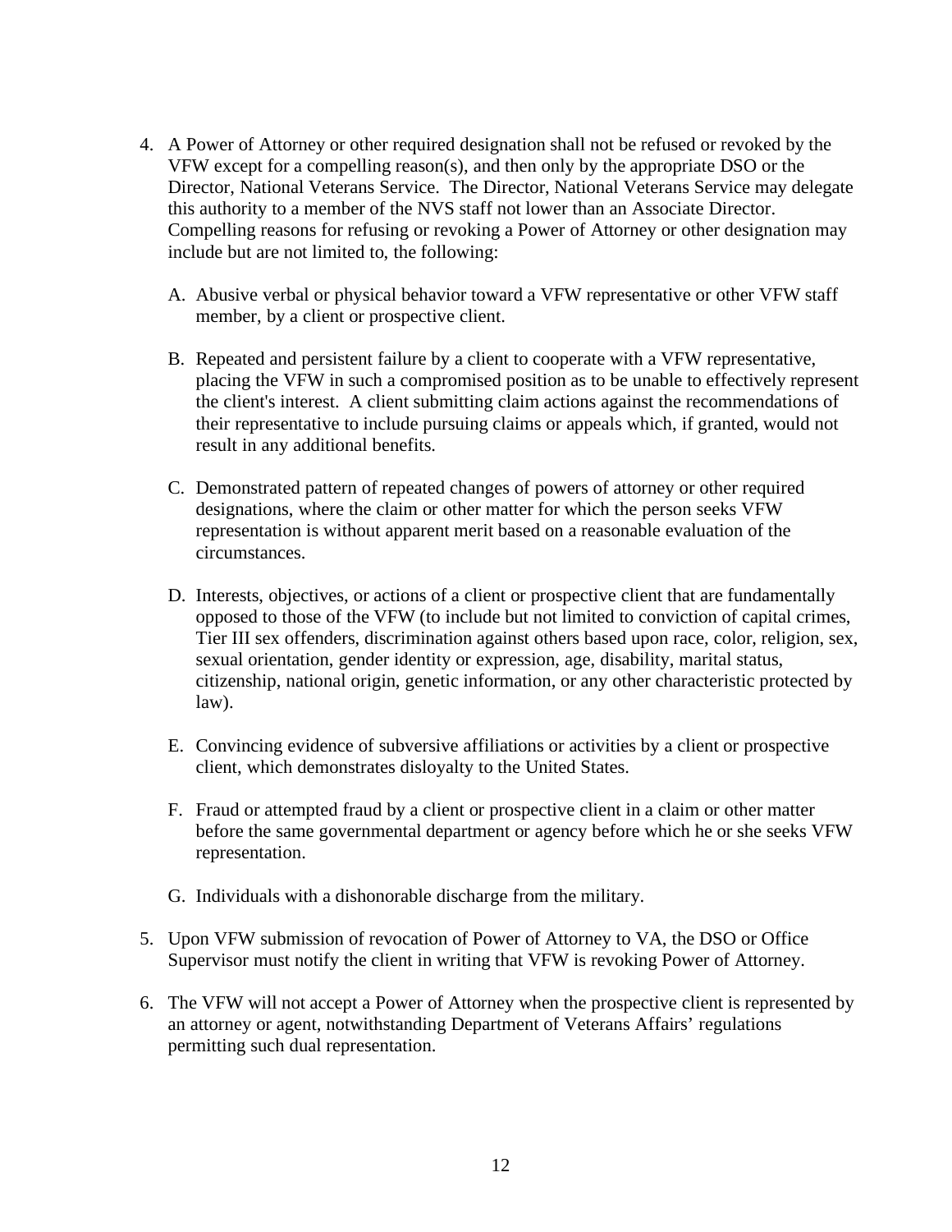4. A Power of Attorney or other required designation shall not be refused or revoked by the VFW except for a compelling reason(s), and then only by the appropriate DSO or the Director, National Veterans Service. The Director, National Veterans Service may delegate this authority to a member of the NVS staff not lower than an Associate Director. Compelling reasons for refusing or revoking a Power of Attorney or other designation may include but are not limited to, the following:

   A. Abusive verbal or physical behavior toward a VFW representative or other VFW staff member, by a client or prospective client.

   B. Repeated and persistent failure by a client to cooperate with a VFW representative, placing the VFW in such a compromised position as to be unable to effectively represent the client's interest. A client submitting claim actions against the recommendations of their representative to include pursuing claims or appeals which, if granted, would not result in any additional benefits.

   C. Demonstrated pattern of repeated changes of powers of attorney or other required designations, where the claim or other matter for which the person seeks VFW representation is without apparent merit based on a reasonable evaluation of the circumstances.

   D. Interests, objectives, or actions of a client or prospective client that are fundamentally opposed to those of the VFW (to include but not limited to conviction of capital crimes, Tier III sex offenders, discrimination against others based upon race, color, religion, sex, sexual orientation, gender identity or expression, age, disability, marital status, citizenship, national origin, genetic information, or any other characteristic protected by law).

   E. Convincing evidence of subversive affiliations or activities by a client or prospective client, which demonstrates disloyalty to the United States.

   F. Fraud or attempted fraud by a client or prospective client in a claim or other matter before the same governmental department or agency before which he or she seeks VFW representation.

   G. Individuals with a dishonorable discharge from the military.

5. Upon VFW submission of revocation of Power of Attorney to VA, the DSO or Office Supervisor must notify the client in writing that VFW is revoking Power of Attorney.

6. The VFW will not accept a Power of Attorney when the prospective client is represented by an attorney or agent, notwithstanding Department of Veterans Affairs' regulations permitting such dual representation.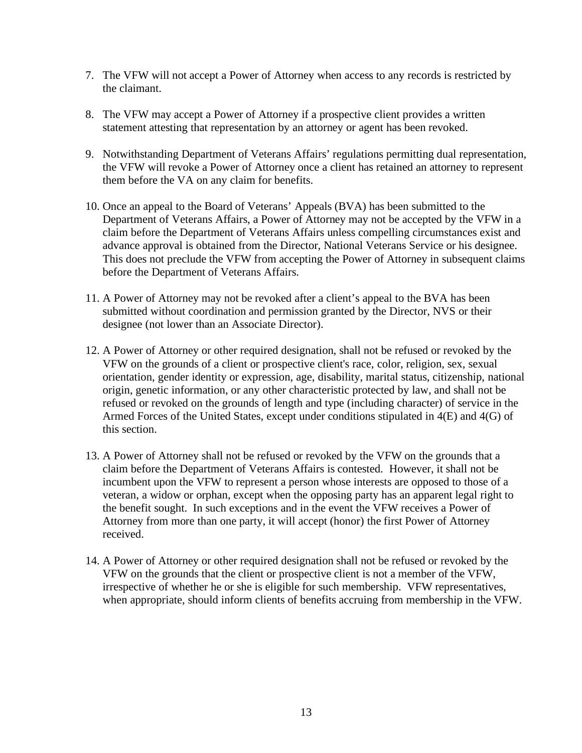7. The VFW will not accept a Power of Attorney when access to any records is restricted by the claimant.

8. The VFW may accept a Power of Attorney if a prospective client provides a written statement attesting that representation by an attorney or agent has been revoked.

9. Notwithstanding Department of Veterans Affairs' regulations permitting dual representation, the VFW will revoke a Power of Attorney once a client has retained an attorney to represent them before the VA on any claim for benefits.

10. Once an appeal to the Board of Veterans' Appeals (BVA) has been submitted to the Department of Veterans Affairs, a Power of Attorney may not be accepted by the VFW in a claim before the Department of Veterans Affairs unless compelling circumstances exist and advance approval is obtained from the Director, National Veterans Service or his designee. This does not preclude the VFW from accepting the Power of Attorney in subsequent claims before the Department of Veterans Affairs.

11. A Power of Attorney may not be revoked after a client's appeal to the BVA has been submitted without coordination and permission granted by the Director, NVS or their designee (not lower than an Associate Director).

12. A Power of Attorney or other required designation, shall not be refused or revoked by the VFW on the grounds of a client or prospective client's race, color, religion, sex, sexual orientation, gender identity or expression, age, disability, marital status, citizenship, national origin, genetic information, or any other characteristic protected by law, and shall not be refused or revoked on the grounds of length and type (including character) of service in the Armed Forces of the United States, except under conditions stipulated in 4(E) and 4(G) of this section.

13. A Power of Attorney shall not be refused or revoked by the VFW on the grounds that a claim before the Department of Veterans Affairs is contested. However, it shall not be incumbent upon the VFW to represent a person whose interests are opposed to those of a veteran, a widow or orphan, except when the opposing party has an apparent legal right to the benefit sought. In such exceptions and in the event the VFW receives a Power of Attorney from more than one party, it will accept (honor) the first Power of Attorney received.

14. A Power of Attorney or other required designation shall not be refused or revoked by the VFW on the grounds that the client or prospective client is not a member of the VFW, irrespective of whether he or she is eligible for such membership. VFW representatives, when appropriate, should inform clients of benefits accruing from membership in the VFW.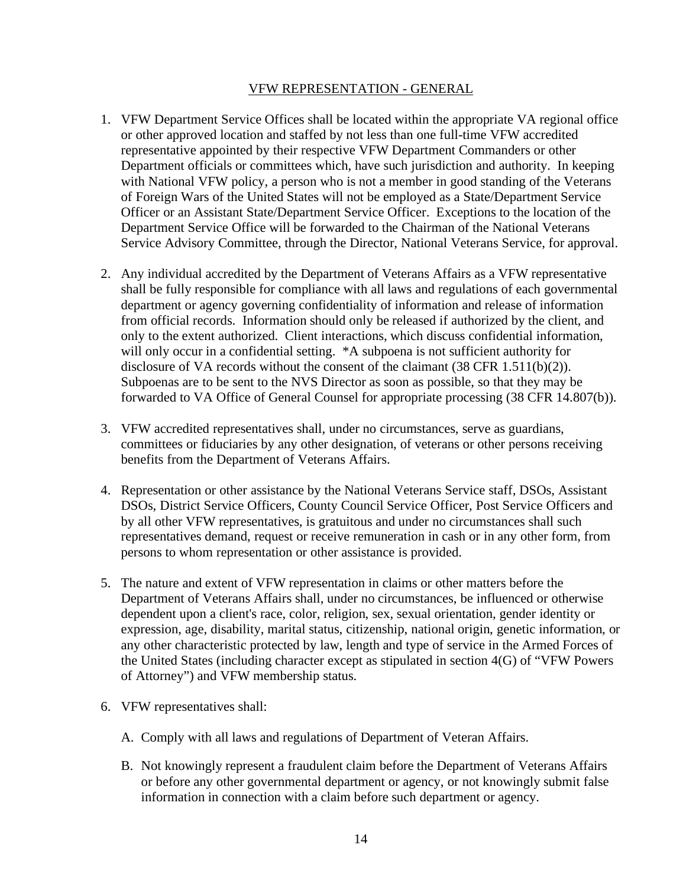## VFW REPRESENTATION - GENERAL

1. VFW Department Service Offices shall be located within the appropriate VA regional office or other approved location and staffed by not less than one full-time VFW accredited representative appointed by their respective VFW Department Commanders or other Department officials or committees which, have such jurisdiction and authority. In keeping with National VFW policy, a person who is not a member in good standing of the Veterans of Foreign Wars of the United States will not be employed as a State/Department Service Officer or an Assistant State/Department Service Officer. Exceptions to the location of the Department Service Office will be forwarded to the Chairman of the National Veterans Service Advisory Committee, through the Director, National Veterans Service, for approval.

2. Any individual accredited by the Department of Veterans Affairs as a VFW representative shall be fully responsible for compliance with all laws and regulations of each governmental department or agency governing confidentiality of information and release of information from official records. Information should only be released if authorized by the client, and only to the extent authorized. Client interactions, which discuss confidential information, will only occur in a confidential setting. *A subpoena is not sufficient authority for disclosure of VA records without the consent of the claimant (38 CFR 1.511(b)(2)). Subpoenas are to be sent to the NVS Director as soon as possible, so that they may be forwarded to VA Office of General Counsel for appropriate processing (38 CFR 14.807(b)).

3. VFW accredited representatives shall, under no circumstances, serve as guardians, committees or fiduciaries by any other designation, of veterans or other persons receiving benefits from the Department of Veterans Affairs.

4. Representation or other assistance by the National Veterans Service staff, DSOs, Assistant DSOs, District Service Officers, County Council Service Officer, Post Service Officers and by all other VFW representatives, is gratuitous and under no circumstances shall such representatives demand, request or receive remuneration in cash or in any other form, from persons to whom representation or other assistance is provided.

5. The nature and extent of VFW representation in claims or other matters before the Department of Veterans Affairs shall, under no circumstances, be influenced or otherwise dependent upon a client's race, color, religion, sex, sexual orientation, gender identity or expression, age, disability, marital status, citizenship, national origin, genetic information, or any other characteristic protected by law, length and type of service in the Armed Forces of the United States (including character except as stipulated in section 4(G) of "VFW Powers of Attorney") and VFW membership status.

6. VFW representatives shall:

   A. Comply with all laws and regulations of Department of Veteran Affairs.

   B. Not knowingly represent a fraudulent claim before the Department of Veterans Affairs or before any other governmental department or agency, or not knowingly submit false information in connection with a claim before such department or agency.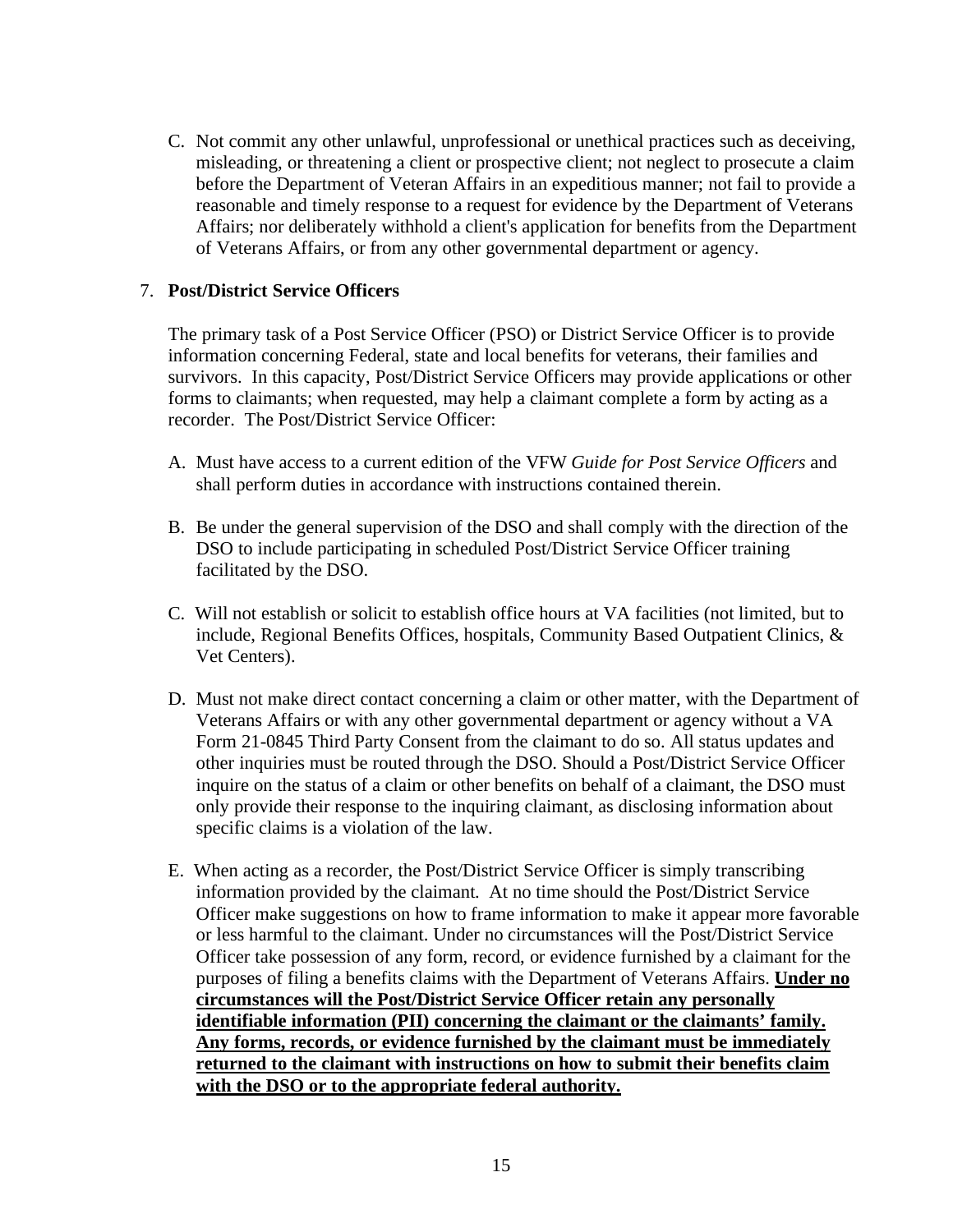C. Not commit any other unlawful, unprofessional or unethical practices such as deceiving, misleading, or threatening a client or prospective client; not neglect to prosecute a claim before the Department of Veteran Affairs in an expeditious manner; not fail to provide a reasonable and timely response to a request for evidence by the Department of Veterans Affairs; nor deliberately withhold a client's application for benefits from the Department of Veterans Affairs, or from any other governmental department or agency.

7. **Post/District Service Officers**

The primary task of a Post Service Officer (PSO) or District Service Officer is to provide information concerning Federal, state and local benefits for veterans, their families and survivors. In this capacity, Post/District Service Officers may provide applications or other forms to claimants; when requested, may help a claimant complete a form by acting as a recorder. The Post/District Service Officer:

A. Must have access to a current edition of the VFW *Guide for Post Service Officers* and shall perform duties in accordance with instructions contained therein.

B. Be under the general supervision of the DSO and shall comply with the direction of the DSO to include participating in scheduled Post/District Service Officer training facilitated by the DSO.

C. Will not establish or solicit to establish office hours at VA facilities (not limited, but to include, Regional Benefits Offices, hospitals, Community Based Outpatient Clinics, & Vet Centers).

D. Must not make direct contact concerning a claim or other matter, with the Department of Veterans Affairs or with any other governmental department or agency without a VA Form 21-0845 Third Party Consent from the claimant to do so. All status updates and other inquiries must be routed through the DSO. Should a Post/District Service Officer inquire on the status of a claim or other benefits on behalf of a claimant, the DSO must only provide their response to the inquiring claimant, as disclosing information about specific claims is a violation of the law.

E. When acting as a recorder, the Post/District Service Officer is simply transcribing information provided by the claimant. At no time should the Post/District Service Officer make suggestions on how to frame information to make it appear more favorable or less harmful to the claimant. Under no circumstances will the Post/District Service Officer take possession of any form, record, or evidence furnished by a claimant for the purposes of filing a benefits claims with the Department of Veterans Affairs. **<u>Under no circumstances will the Post/District Service Officer retain any personally identifiable information (PII) concerning the claimant or the claimants' family. Any forms, records, or evidence furnished by the claimant must be immediately returned to the claimant with instructions on how to submit their benefits claim with the DSO or to the appropriate federal authority.</u>**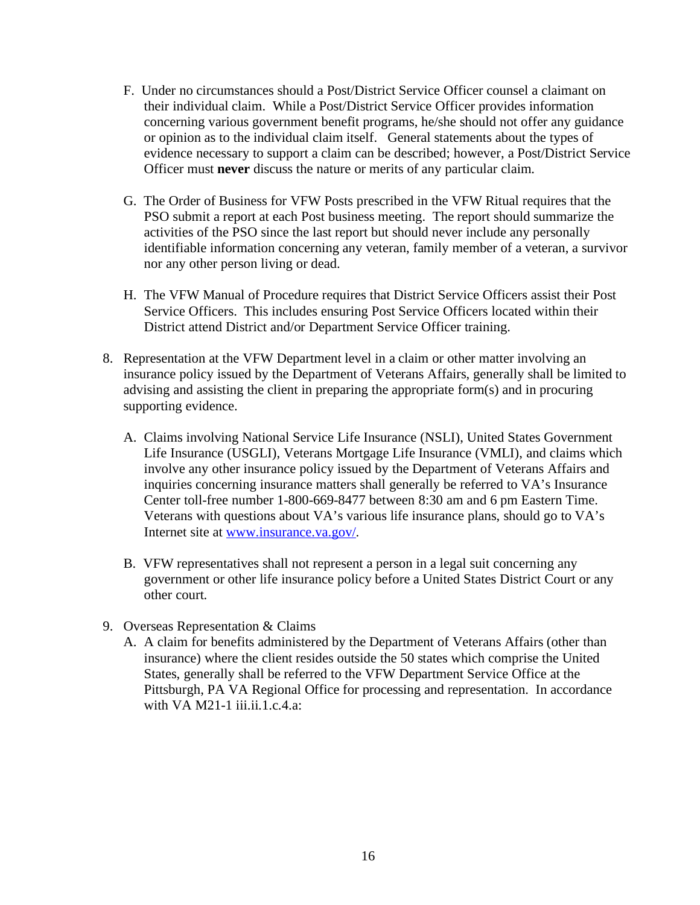F. Under no circumstances should a Post/District Service Officer counsel a claimant on their individual claim. While a Post/District Service Officer provides information concerning various government benefit programs, he/she should not offer any guidance or opinion as to the individual claim itself. General statements about the types of evidence necessary to support a claim can be described; however, a Post/District Service Officer must **never** discuss the nature or merits of any particular claim.

G. The Order of Business for VFW Posts prescribed in the VFW Ritual requires that the PSO submit a report at each Post business meeting. The report should summarize the activities of the PSO since the last report but should never include any personally identifiable information concerning any veteran, family member of a veteran, a survivor nor any other person living or dead.

H. The VFW Manual of Procedure requires that District Service Officers assist their Post Service Officers. This includes ensuring Post Service Officers located within their District attend District and/or Department Service Officer training.

8. Representation at the VFW Department level in a claim or other matter involving an insurance policy issued by the Department of Veterans Affairs, generally shall be limited to advising and assisting the client in preparing the appropriate form(s) and in procuring supporting evidence.

   A. Claims involving National Service Life Insurance (NSLI), United States Government Life Insurance (USGLI), Veterans Mortgage Life Insurance (VMLI), and claims which involve any other insurance policy issued by the Department of Veterans Affairs and inquiries concerning insurance matters shall generally be referred to VA's Insurance Center toll-free number 1-800-669-8477 between 8:30 am and 6 pm Eastern Time. Veterans with questions about VA's various life insurance plans, should go to VA's Internet site at [www.insurance.va.gov/](http://www.insurance.va.gov/).

   B. VFW representatives shall not represent a person in a legal suit concerning any government or other life insurance policy before a United States District Court or any other court.

9. Overseas Representation & Claims

   A. A claim for benefits administered by the Department of Veterans Affairs (other than insurance) where the client resides outside the 50 states which comprise the United States, generally shall be referred to the VFW Department Service Office at the Pittsburgh, PA VA Regional Office for processing and representation. In accordance with VA M21-1 iii.ii.1.c.4.a: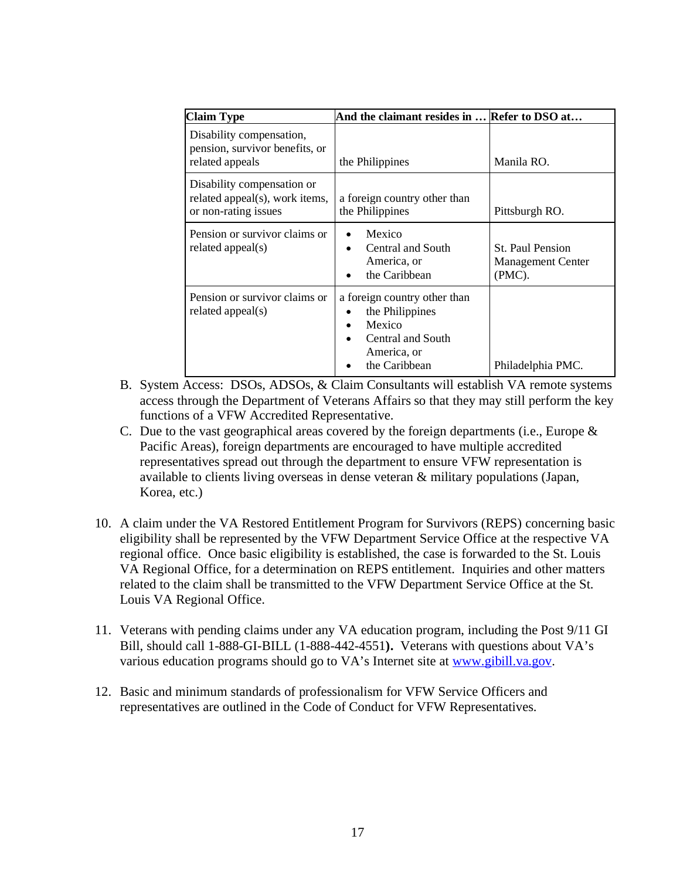| Claim Type | And the claimant resides in … | Refer to DSO at… |
|---|---|---|
| Disability compensation, pension, survivor benefits, or related appeals | the Philippines | Manila RO. |
| Disability compensation or related appeal(s), work items, or non-rating issues | a foreign country other than the Philippines | Pittsburgh RO. |
| Pension or survivor claims or related appeal(s) | • Mexico<br>• Central and South America, or<br>• the Caribbean | St. Paul Pension Management Center (PMC). |
| Pension or survivor claims or related appeal(s) | a foreign country other than<br>• the Philippines<br>• Mexico<br>• Central and South America, or<br>• the Caribbean | Philadelphia PMC. |

B. System Access: DSOs, ADSOs, & Claim Consultants will establish VA remote systems access through the Department of Veterans Affairs so that they may still perform the key functions of a VFW Accredited Representative.

C. Due to the vast geographical areas covered by the foreign departments (i.e., Europe & Pacific Areas), foreign departments are encouraged to have multiple accredited representatives spread out through the department to ensure VFW representation is available to clients living overseas in dense veteran & military populations (Japan, Korea, etc.)

10. A claim under the VA Restored Entitlement Program for Survivors (REPS) concerning basic eligibility shall be represented by the VFW Department Service Office at the respective VA regional office. Once basic eligibility is established, the case is forwarded to the St. Louis VA Regional Office, for a determination on REPS entitlement. Inquiries and other matters related to the claim shall be transmitted to the VFW Department Service Office at the St. Louis VA Regional Office.

11. Veterans with pending claims under any VA education program, including the Post 9/11 GI Bill, should call 1-888-GI-BILL (1-888-442-4551**).** Veterans with questions about VA's various education programs should go to VA's Internet site at [www.gibill.va.gov](www.gibill.va.gov).

12. Basic and minimum standards of professionalism for VFW Service Officers and representatives are outlined in the Code of Conduct for VFW Representatives.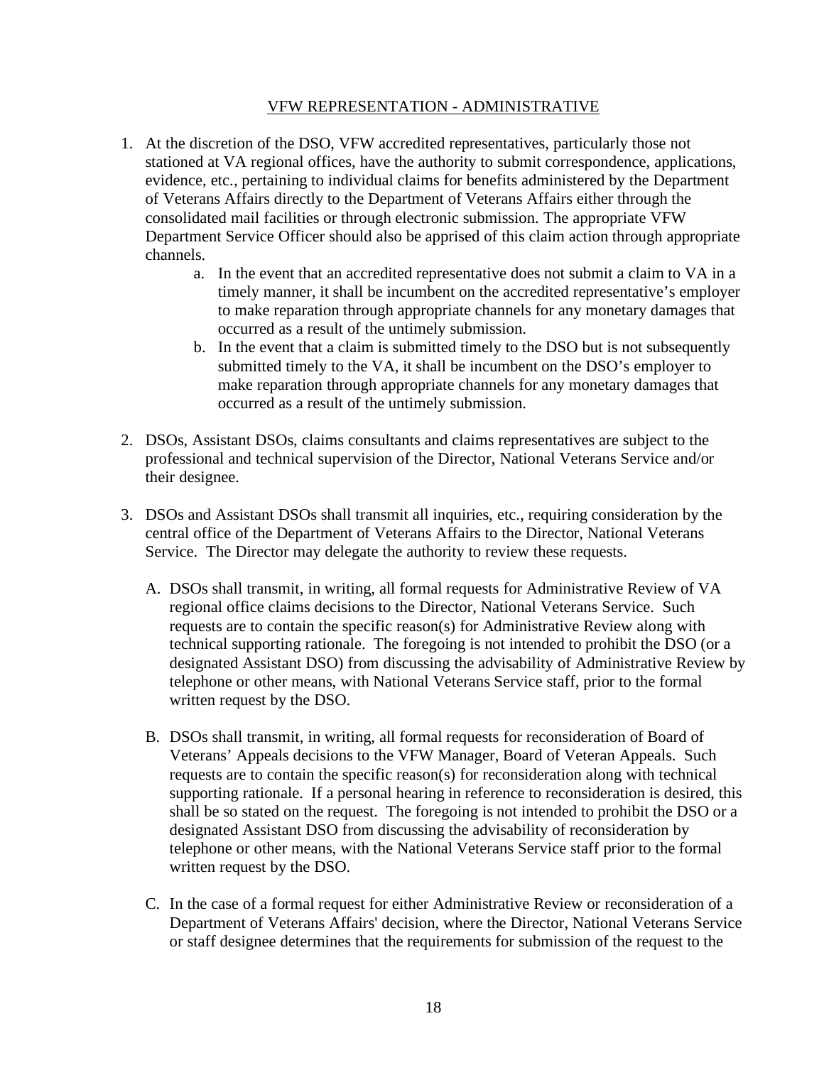## VFW REPRESENTATION - ADMINISTRATIVE

1. At the discretion of the DSO, VFW accredited representatives, particularly those not stationed at VA regional offices, have the authority to submit correspondence, applications, evidence, etc., pertaining to individual claims for benefits administered by the Department of Veterans Affairs directly to the Department of Veterans Affairs either through the consolidated mail facilities or through electronic submission. The appropriate VFW Department Service Officer should also be apprised of this claim action through appropriate channels.
    a. In the event that an accredited representative does not submit a claim to VA in a timely manner, it shall be incumbent on the accredited representative's employer to make reparation through appropriate channels for any monetary damages that occurred as a result of the untimely submission.
    b. In the event that a claim is submitted timely to the DSO but is not subsequently submitted timely to the VA, it shall be incumbent on the DSO's employer to make reparation through appropriate channels for any monetary damages that occurred as a result of the untimely submission.

2. DSOs, Assistant DSOs, claims consultants and claims representatives are subject to the professional and technical supervision of the Director, National Veterans Service and/or their designee.

3. DSOs and Assistant DSOs shall transmit all inquiries, etc., requiring consideration by the central office of the Department of Veterans Affairs to the Director, National Veterans Service. The Director may delegate the authority to review these requests.

    A. DSOs shall transmit, in writing, all formal requests for Administrative Review of VA regional office claims decisions to the Director, National Veterans Service. Such requests are to contain the specific reason(s) for Administrative Review along with technical supporting rationale. The foregoing is not intended to prohibit the DSO (or a designated Assistant DSO) from discussing the advisability of Administrative Review by telephone or other means, with National Veterans Service staff, prior to the formal written request by the DSO.

    B. DSOs shall transmit, in writing, all formal requests for reconsideration of Board of Veterans' Appeals decisions to the VFW Manager, Board of Veteran Appeals. Such requests are to contain the specific reason(s) for reconsideration along with technical supporting rationale. If a personal hearing in reference to reconsideration is desired, this shall be so stated on the request. The foregoing is not intended to prohibit the DSO or a designated Assistant DSO from discussing the advisability of reconsideration by telephone or other means, with the National Veterans Service staff prior to the formal written request by the DSO.

    C. In the case of a formal request for either Administrative Review or reconsideration of a Department of Veterans Affairs' decision, where the Director, National Veterans Service or staff designee determines that the requirements for submission of the request to the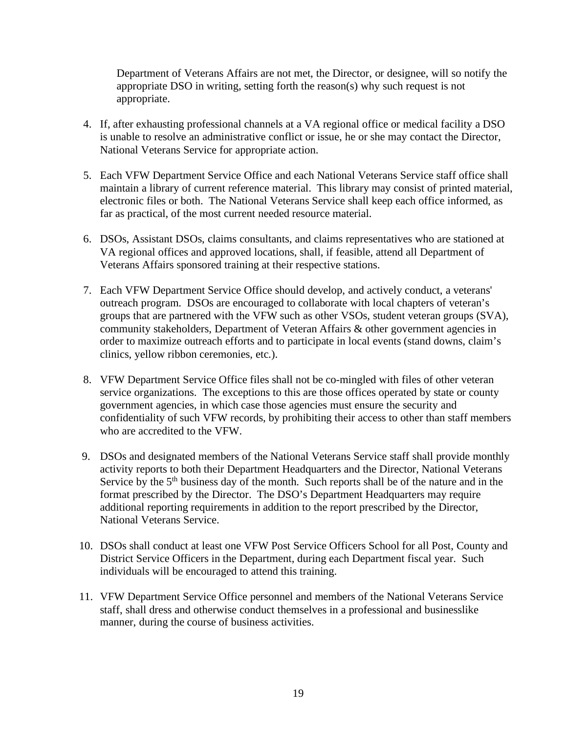Department of Veterans Affairs are not met, the Director, or designee, will so notify the appropriate DSO in writing, setting forth the reason(s) why such request is not appropriate.

4. If, after exhausting professional channels at a VA regional office or medical facility a DSO is unable to resolve an administrative conflict or issue, he or she may contact the Director, National Veterans Service for appropriate action.

5. Each VFW Department Service Office and each National Veterans Service staff office shall maintain a library of current reference material. This library may consist of printed material, electronic files or both. The National Veterans Service shall keep each office informed, as far as practical, of the most current needed resource material.

6. DSOs, Assistant DSOs, claims consultants, and claims representatives who are stationed at VA regional offices and approved locations, shall, if feasible, attend all Department of Veterans Affairs sponsored training at their respective stations.

7. Each VFW Department Service Office should develop, and actively conduct, a veterans' outreach program. DSOs are encouraged to collaborate with local chapters of veteran's groups that are partnered with the VFW such as other VSOs, student veteran groups (SVA), community stakeholders, Department of Veteran Affairs & other government agencies in order to maximize outreach efforts and to participate in local events (stand downs, claim's clinics, yellow ribbon ceremonies, etc.).

8. VFW Department Service Office files shall not be co-mingled with files of other veteran service organizations. The exceptions to this are those offices operated by state or county government agencies, in which case those agencies must ensure the security and confidentiality of such VFW records, by prohibiting their access to other than staff members who are accredited to the VFW.

9. DSOs and designated members of the National Veterans Service staff shall provide monthly activity reports to both their Department Headquarters and the Director, National Veterans Service by the 5th business day of the month. Such reports shall be of the nature and in the format prescribed by the Director. The DSO's Department Headquarters may require additional reporting requirements in addition to the report prescribed by the Director, National Veterans Service.

10. DSOs shall conduct at least one VFW Post Service Officers School for all Post, County and District Service Officers in the Department, during each Department fiscal year. Such individuals will be encouraged to attend this training.

11. VFW Department Service Office personnel and members of the National Veterans Service staff, shall dress and otherwise conduct themselves in a professional and businesslike manner, during the course of business activities.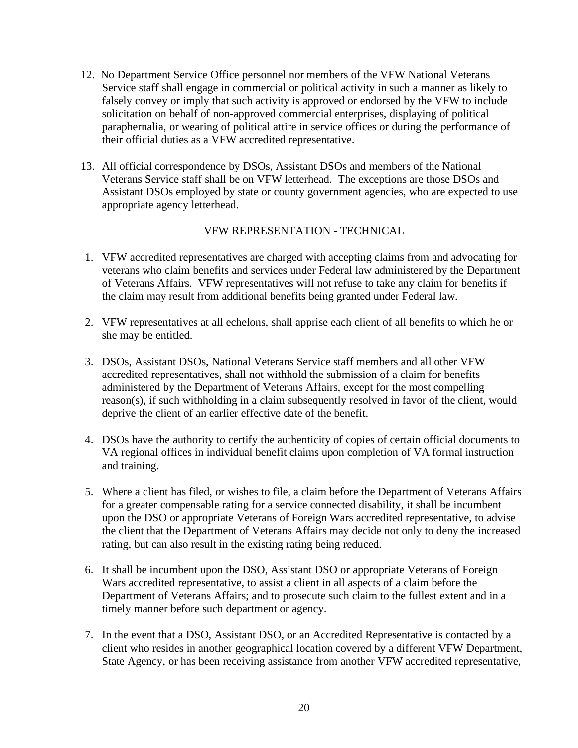12. No Department Service Office personnel nor members of the VFW National Veterans Service staff shall engage in commercial or political activity in such a manner as likely to falsely convey or imply that such activity is approved or endorsed by the VFW to include solicitation on behalf of non-approved commercial enterprises, displaying of political paraphernalia, or wearing of political attire in service offices or during the performance of their official duties as a VFW accredited representative.

13. All official correspondence by DSOs, Assistant DSOs and members of the National Veterans Service staff shall be on VFW letterhead. The exceptions are those DSOs and Assistant DSOs employed by state or county government agencies, who are expected to use appropriate agency letterhead.

## VFW REPRESENTATION - TECHNICAL

1. VFW accredited representatives are charged with accepting claims from and advocating for veterans who claim benefits and services under Federal law administered by the Department of Veterans Affairs. VFW representatives will not refuse to take any claim for benefits if the claim may result from additional benefits being granted under Federal law.

2. VFW representatives at all echelons, shall apprise each client of all benefits to which he or she may be entitled.

3. DSOs, Assistant DSOs, National Veterans Service staff members and all other VFW accredited representatives, shall not withhold the submission of a claim for benefits administered by the Department of Veterans Affairs, except for the most compelling reason(s), if such withholding in a claim subsequently resolved in favor of the client, would deprive the client of an earlier effective date of the benefit.

4. DSOs have the authority to certify the authenticity of copies of certain official documents to VA regional offices in individual benefit claims upon completion of VA formal instruction and training.

5. Where a client has filed, or wishes to file, a claim before the Department of Veterans Affairs for a greater compensable rating for a service connected disability, it shall be incumbent upon the DSO or appropriate Veterans of Foreign Wars accredited representative, to advise the client that the Department of Veterans Affairs may decide not only to deny the increased rating, but can also result in the existing rating being reduced.

6. It shall be incumbent upon the DSO, Assistant DSO or appropriate Veterans of Foreign Wars accredited representative, to assist a client in all aspects of a claim before the Department of Veterans Affairs; and to prosecute such claim to the fullest extent and in a timely manner before such department or agency.

7. In the event that a DSO, Assistant DSO, or an Accredited Representative is contacted by a client who resides in another geographical location covered by a different VFW Department, State Agency, or has been receiving assistance from another VFW accredited representative,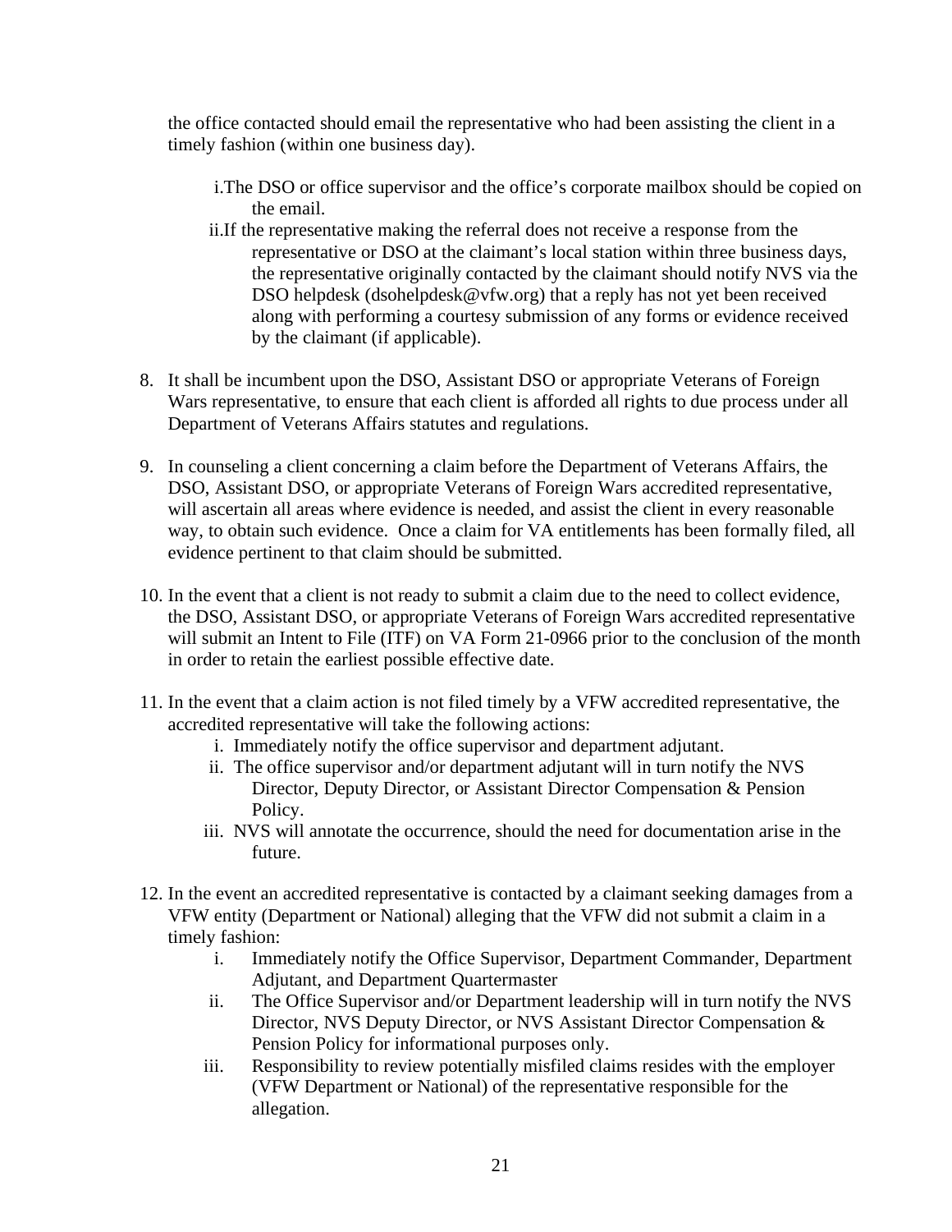the office contacted should email the representative who had been assisting the client in a timely fashion (within one business day).

   i. The DSO or office supervisor and the office's corporate mailbox should be copied on the email.
   ii. If the representative making the referral does not receive a response from the representative or DSO at the claimant's local station within three business days, the representative originally contacted by the claimant should notify NVS via the DSO helpdesk (dsohelpdesk@vfw.org) that a reply has not yet been received along with performing a courtesy submission of any forms or evidence received by the claimant (if applicable).

8. It shall be incumbent upon the DSO, Assistant DSO or appropriate Veterans of Foreign Wars representative, to ensure that each client is afforded all rights to due process under all Department of Veterans Affairs statutes and regulations.

9. In counseling a client concerning a claim before the Department of Veterans Affairs, the DSO, Assistant DSO, or appropriate Veterans of Foreign Wars accredited representative, will ascertain all areas where evidence is needed, and assist the client in every reasonable way, to obtain such evidence. Once a claim for VA entitlements has been formally filed, all evidence pertinent to that claim should be submitted.

10. In the event that a client is not ready to submit a claim due to the need to collect evidence, the DSO, Assistant DSO, or appropriate Veterans of Foreign Wars accredited representative will submit an Intent to File (ITF) on VA Form 21-0966 prior to the conclusion of the month in order to retain the earliest possible effective date.

11. In the event that a claim action is not filed timely by a VFW accredited representative, the accredited representative will take the following actions:
    i. Immediately notify the office supervisor and department adjutant.
    ii. The office supervisor and/or department adjutant will in turn notify the NVS Director, Deputy Director, or Assistant Director Compensation & Pension Policy.
    iii. NVS will annotate the occurrence, should the need for documentation arise in the future.

12. In the event an accredited representative is contacted by a claimant seeking damages from a VFW entity (Department or National) alleging that the VFW did not submit a claim in a timely fashion:
    i. Immediately notify the Office Supervisor, Department Commander, Department Adjutant, and Department Quartermaster
    ii. The Office Supervisor and/or Department leadership will in turn notify the NVS Director, NVS Deputy Director, or NVS Assistant Director Compensation & Pension Policy for informational purposes only.
    iii. Responsibility to review potentially misfiled claims resides with the employer (VFW Department or National) of the representative responsible for the allegation.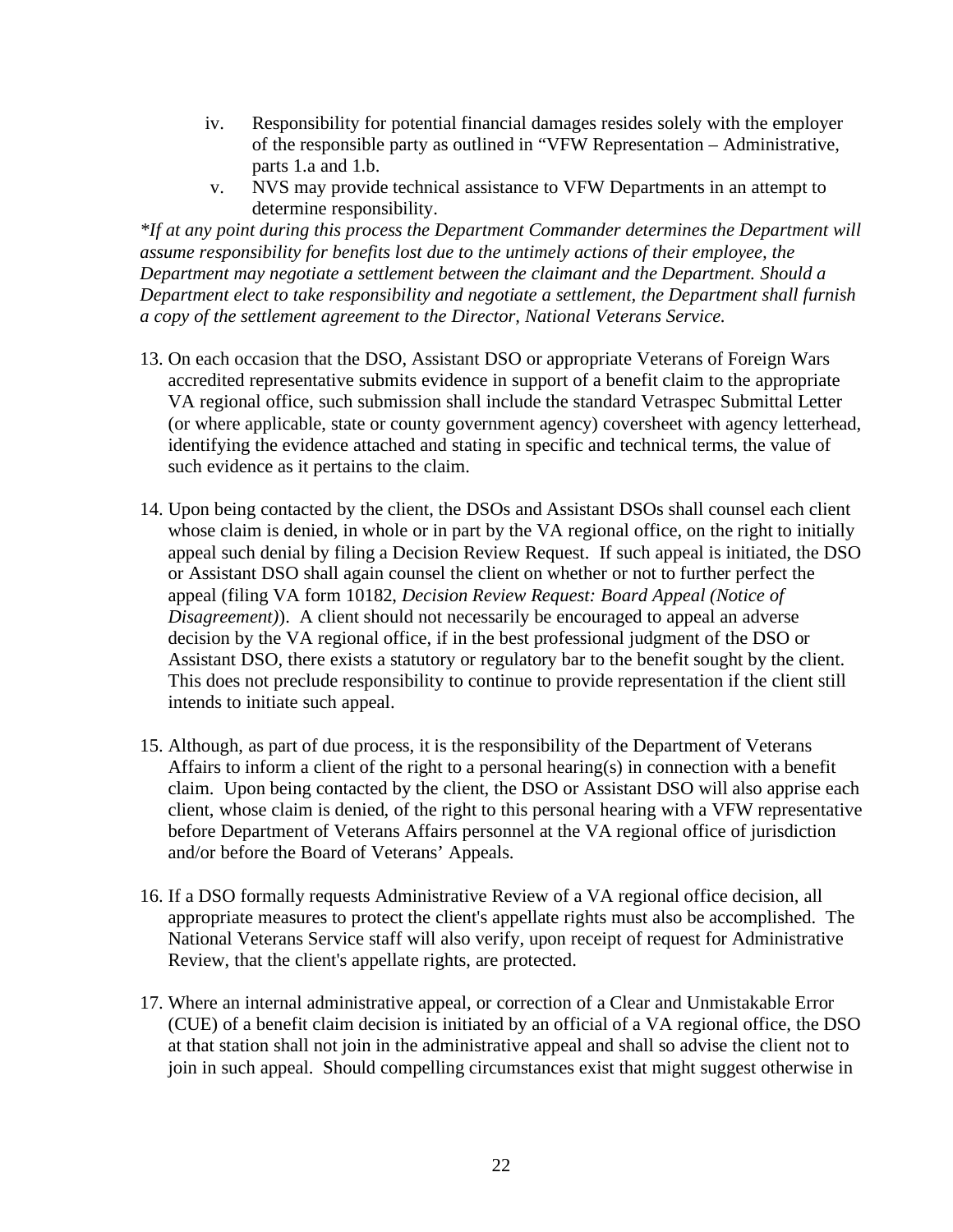iv. Responsibility for potential financial damages resides solely with the employer of the responsible party as outlined in "VFW Representation – Administrative, parts 1.a and 1.b.
   v. NVS may provide technical assistance to VFW Departments in an attempt to determine responsibility.

*\*If at any point during this process the Department Commander determines the Department will assume responsibility for benefits lost due to the untimely actions of their employee, the Department may negotiate a settlement between the claimant and the Department. Should a Department elect to take responsibility and negotiate a settlement, the Department shall furnish a copy of the settlement agreement to the Director, National Veterans Service.*

13. On each occasion that the DSO, Assistant DSO or appropriate Veterans of Foreign Wars accredited representative submits evidence in support of a benefit claim to the appropriate VA regional office, such submission shall include the standard Vetraspec Submittal Letter (or where applicable, state or county government agency) coversheet with agency letterhead, identifying the evidence attached and stating in specific and technical terms, the value of such evidence as it pertains to the claim.

14. Upon being contacted by the client, the DSOs and Assistant DSOs shall counsel each client whose claim is denied, in whole or in part by the VA regional office, on the right to initially appeal such denial by filing a Decision Review Request. If such appeal is initiated, the DSO or Assistant DSO shall again counsel the client on whether or not to further perfect the appeal (filing VA form 10182, *Decision Review Request: Board Appeal (Notice of Disagreement)*). A client should not necessarily be encouraged to appeal an adverse decision by the VA regional office, if in the best professional judgment of the DSO or Assistant DSO, there exists a statutory or regulatory bar to the benefit sought by the client. This does not preclude responsibility to continue to provide representation if the client still intends to initiate such appeal.

15. Although, as part of due process, it is the responsibility of the Department of Veterans Affairs to inform a client of the right to a personal hearing(s) in connection with a benefit claim. Upon being contacted by the client, the DSO or Assistant DSO will also apprise each client, whose claim is denied, of the right to this personal hearing with a VFW representative before Department of Veterans Affairs personnel at the VA regional office of jurisdiction and/or before the Board of Veterans' Appeals.

16. If a DSO formally requests Administrative Review of a VA regional office decision, all appropriate measures to protect the client's appellate rights must also be accomplished. The National Veterans Service staff will also verify, upon receipt of request for Administrative Review, that the client's appellate rights, are protected.

17. Where an internal administrative appeal, or correction of a Clear and Unmistakable Error (CUE) of a benefit claim decision is initiated by an official of a VA regional office, the DSO at that station shall not join in the administrative appeal and shall so advise the client not to join in such appeal. Should compelling circumstances exist that might suggest otherwise in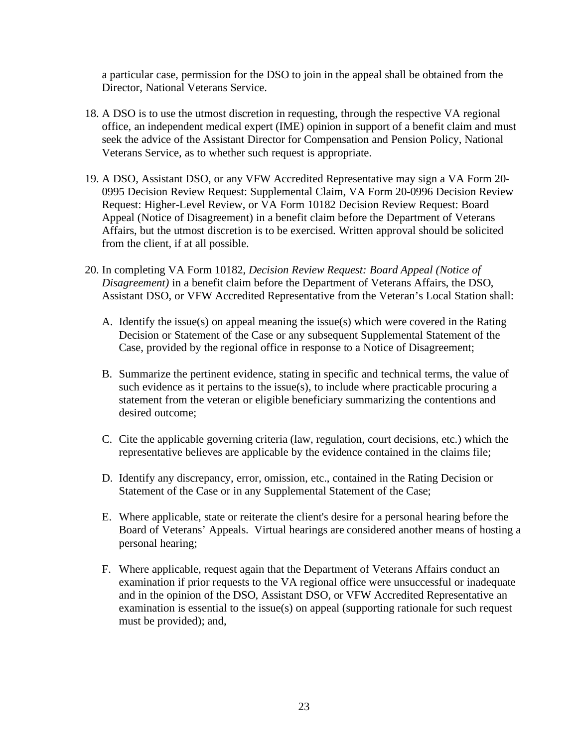a particular case, permission for the DSO to join in the appeal shall be obtained from the Director, National Veterans Service.

18. A DSO is to use the utmost discretion in requesting, through the respective VA regional office, an independent medical expert (IME) opinion in support of a benefit claim and must seek the advice of the Assistant Director for Compensation and Pension Policy, National Veterans Service, as to whether such request is appropriate.

19. A DSO, Assistant DSO, or any VFW Accredited Representative may sign a VA Form 20-0995 Decision Review Request: Supplemental Claim, VA Form 20-0996 Decision Review Request: Higher-Level Review, or VA Form 10182 Decision Review Request: Board Appeal (Notice of Disagreement) in a benefit claim before the Department of Veterans Affairs, but the utmost discretion is to be exercised. Written approval should be solicited from the client, if at all possible.

20. In completing VA Form 10182, *Decision Review Request: Board Appeal (Notice of Disagreement)* in a benefit claim before the Department of Veterans Affairs, the DSO, Assistant DSO, or VFW Accredited Representative from the Veteran's Local Station shall:

    A. Identify the issue(s) on appeal meaning the issue(s) which were covered in the Rating Decision or Statement of the Case or any subsequent Supplemental Statement of the Case, provided by the regional office in response to a Notice of Disagreement;

    B. Summarize the pertinent evidence, stating in specific and technical terms, the value of such evidence as it pertains to the issue(s), to include where practicable procuring a statement from the veteran or eligible beneficiary summarizing the contentions and desired outcome;

    C. Cite the applicable governing criteria (law, regulation, court decisions, etc.) which the representative believes are applicable by the evidence contained in the claims file;

    D. Identify any discrepancy, error, omission, etc., contained in the Rating Decision or Statement of the Case or in any Supplemental Statement of the Case;

    E. Where applicable, state or reiterate the client's desire for a personal hearing before the Board of Veterans' Appeals. Virtual hearings are considered another means of hosting a personal hearing;

    F. Where applicable, request again that the Department of Veterans Affairs conduct an examination if prior requests to the VA regional office were unsuccessful or inadequate and in the opinion of the DSO, Assistant DSO, or VFW Accredited Representative an examination is essential to the issue(s) on appeal (supporting rationale for such request must be provided); and,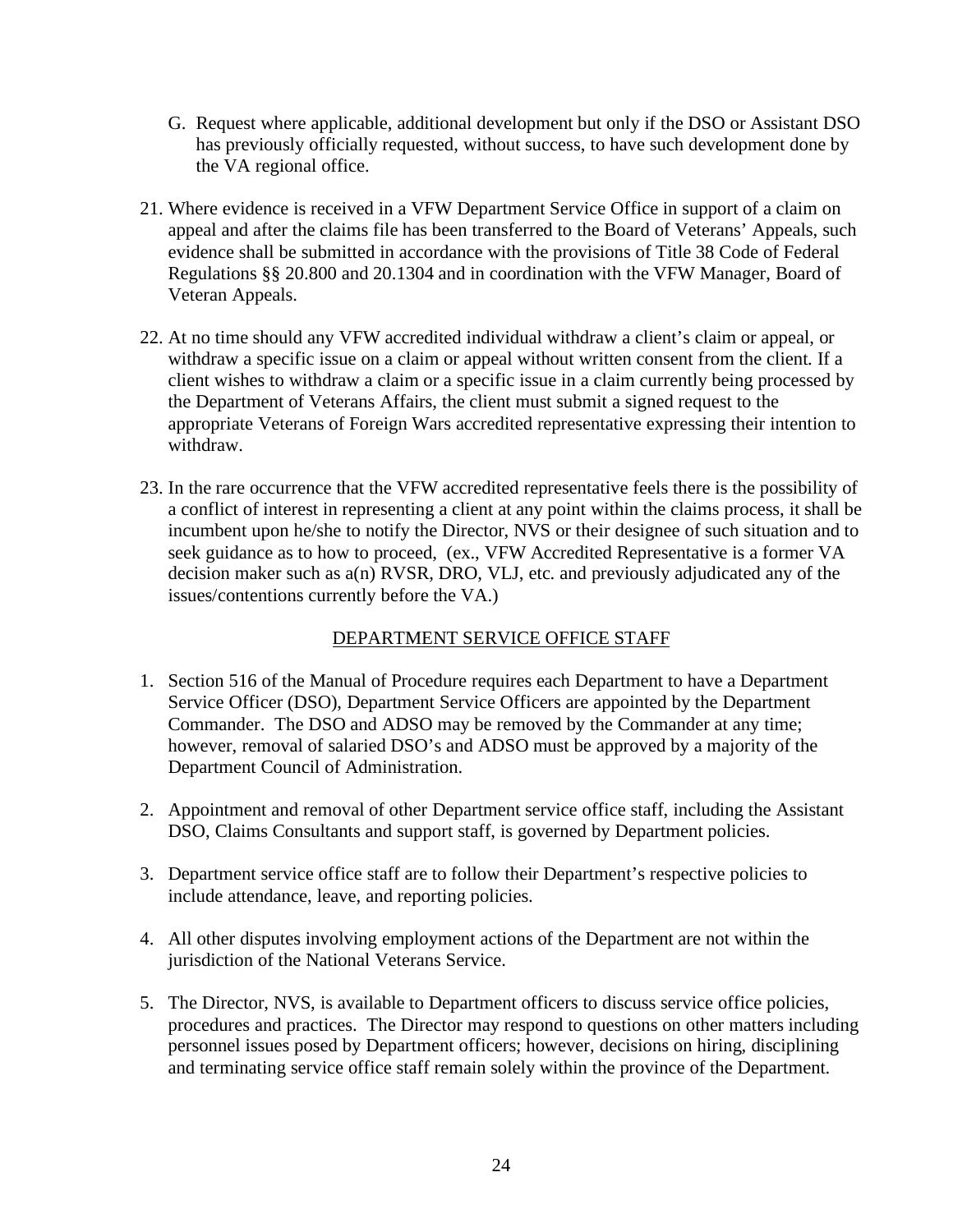G. Request where applicable, additional development but only if the DSO or Assistant DSO has previously officially requested, without success, to have such development done by the VA regional office.

21. Where evidence is received in a VFW Department Service Office in support of a claim on appeal and after the claims file has been transferred to the Board of Veterans' Appeals, such evidence shall be submitted in accordance with the provisions of Title 38 Code of Federal Regulations §§ 20.800 and 20.1304 and in coordination with the VFW Manager, Board of Veteran Appeals.

22. At no time should any VFW accredited individual withdraw a client's claim or appeal, or withdraw a specific issue on a claim or appeal without written consent from the client. If a client wishes to withdraw a claim or a specific issue in a claim currently being processed by the Department of Veterans Affairs, the client must submit a signed request to the appropriate Veterans of Foreign Wars accredited representative expressing their intention to withdraw.

23. In the rare occurrence that the VFW accredited representative feels there is the possibility of a conflict of interest in representing a client at any point within the claims process, it shall be incumbent upon he/she to notify the Director, NVS or their designee of such situation and to seek guidance as to how to proceed, (ex., VFW Accredited Representative is a former VA decision maker such as a(n) RVSR, DRO, VLJ, etc. and previously adjudicated any of the issues/contentions currently before the VA.)

## DEPARTMENT SERVICE OFFICE STAFF

1. Section 516 of the Manual of Procedure requires each Department to have a Department Service Officer (DSO), Department Service Officers are appointed by the Department Commander. The DSO and ADSO may be removed by the Commander at any time; however, removal of salaried DSO's and ADSO must be approved by a majority of the Department Council of Administration.

2. Appointment and removal of other Department service office staff, including the Assistant DSO, Claims Consultants and support staff, is governed by Department policies.

3. Department service office staff are to follow their Department's respective policies to include attendance, leave, and reporting policies.

4. All other disputes involving employment actions of the Department are not within the jurisdiction of the National Veterans Service.

5. The Director, NVS, is available to Department officers to discuss service office policies, procedures and practices. The Director may respond to questions on other matters including personnel issues posed by Department officers; however, decisions on hiring, disciplining and terminating service office staff remain solely within the province of the Department.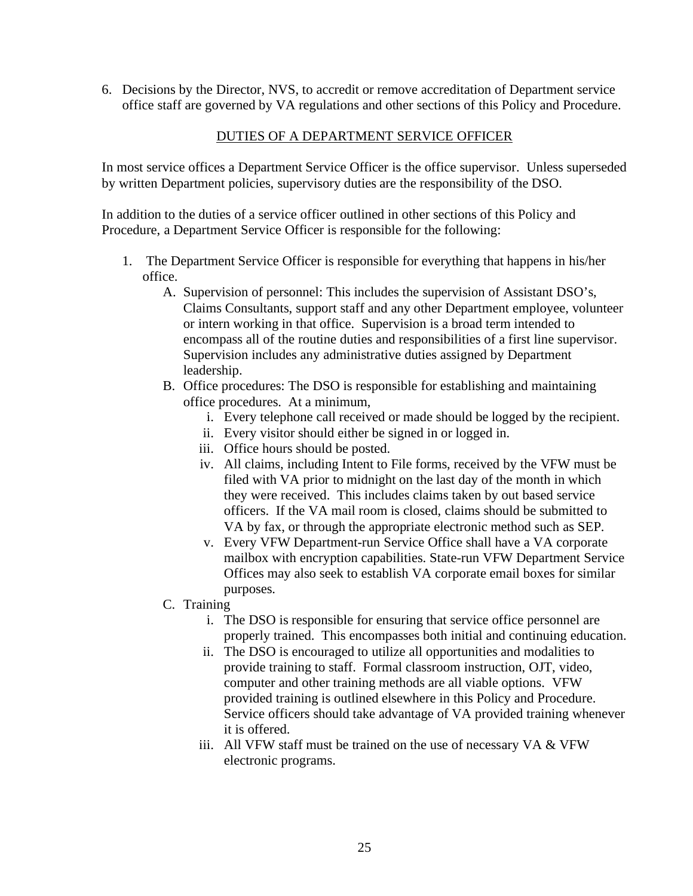6. Decisions by the Director, NVS, to accredit or remove accreditation of Department service office staff are governed by VA regulations and other sections of this Policy and Procedure.

## DUTIES OF A DEPARTMENT SERVICE OFFICER

In most service offices a Department Service Officer is the office supervisor. Unless superseded by written Department policies, supervisory duties are the responsibility of the DSO.

In addition to the duties of a service officer outlined in other sections of this Policy and Procedure, a Department Service Officer is responsible for the following:

1. The Department Service Officer is responsible for everything that happens in his/her office.
   - A. Supervision of personnel: This includes the supervision of Assistant DSO's, Claims Consultants, support staff and any other Department employee, volunteer or intern working in that office. Supervision is a broad term intended to encompass all of the routine duties and responsibilities of a first line supervisor. Supervision includes any administrative duties assigned by Department leadership.
   - B. Office procedures: The DSO is responsible for establishing and maintaining office procedures. At a minimum,
     - i. Every telephone call received or made should be logged by the recipient.
     - ii. Every visitor should either be signed in or logged in.
     - iii. Office hours should be posted.
     - iv. All claims, including Intent to File forms, received by the VFW must be filed with VA prior to midnight on the last day of the month in which they were received. This includes claims taken by out based service officers. If the VA mail room is closed, claims should be submitted to VA by fax, or through the appropriate electronic method such as SEP.
     - v. Every VFW Department-run Service Office shall have a VA corporate mailbox with encryption capabilities. State-run VFW Department Service Offices may also seek to establish VA corporate email boxes for similar purposes.
   - C. Training
     - i. The DSO is responsible for ensuring that service office personnel are properly trained. This encompasses both initial and continuing education.
     - ii. The DSO is encouraged to utilize all opportunities and modalities to provide training to staff. Formal classroom instruction, OJT, video, computer and other training methods are all viable options. VFW provided training is outlined elsewhere in this Policy and Procedure. Service officers should take advantage of VA provided training whenever it is offered.
     - iii. All VFW staff must be trained on the use of necessary VA & VFW electronic programs.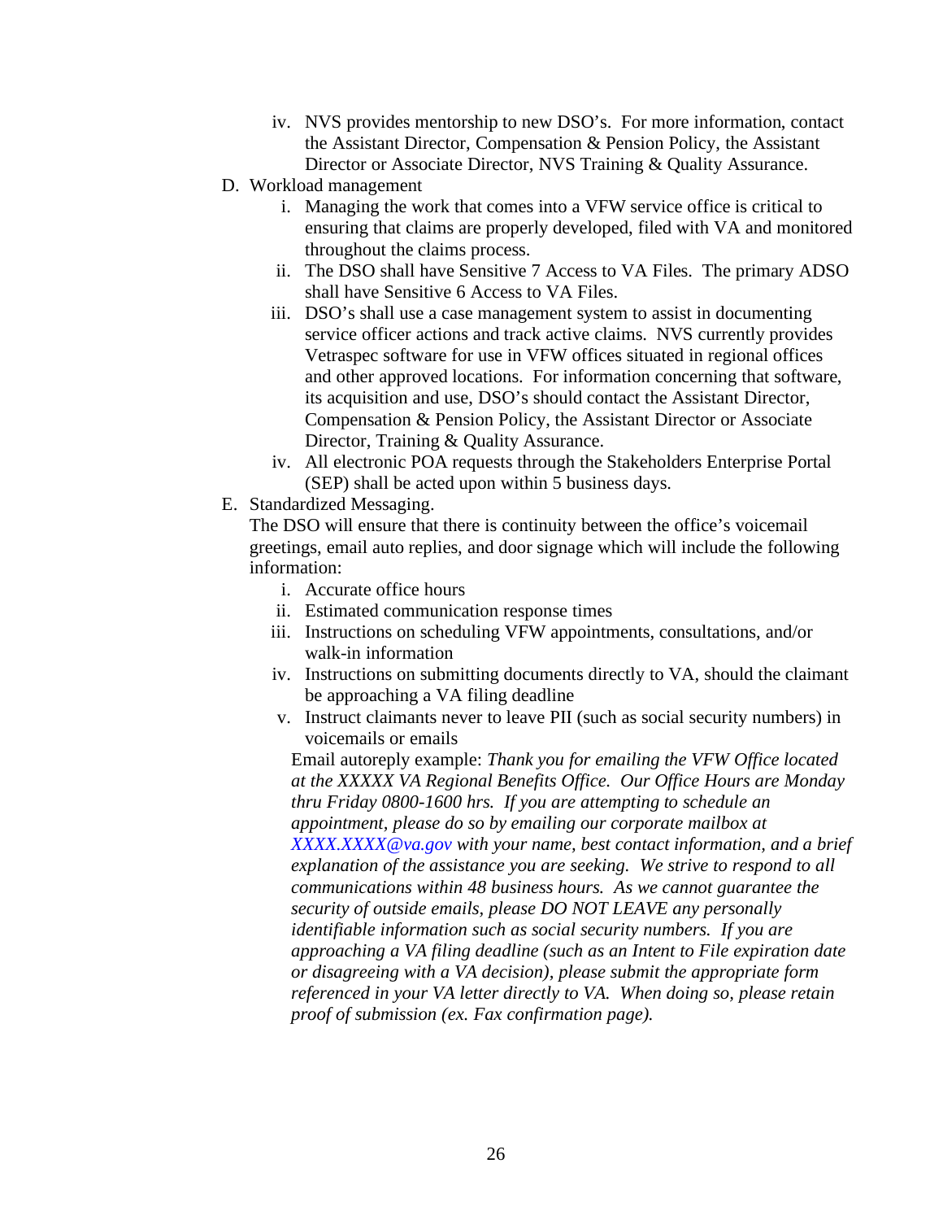iv. NVS provides mentorship to new DSO's. For more information, contact the Assistant Director, Compensation & Pension Policy, the Assistant Director or Associate Director, NVS Training & Quality Assurance.

D. Workload management
   i. Managing the work that comes into a VFW service office is critical to ensuring that claims are properly developed, filed with VA and monitored throughout the claims process.
   ii. The DSO shall have Sensitive 7 Access to VA Files. The primary ADSO shall have Sensitive 6 Access to VA Files.
   iii. DSO's shall use a case management system to assist in documenting service officer actions and track active claims. NVS currently provides Vetraspec software for use in VFW offices situated in regional offices and other approved locations. For information concerning that software, its acquisition and use, DSO's should contact the Assistant Director, Compensation & Pension Policy, the Assistant Director or Associate Director, Training & Quality Assurance.
   iv. All electronic POA requests through the Stakeholders Enterprise Portal (SEP) shall be acted upon within 5 business days.

E. Standardized Messaging.
   The DSO will ensure that there is continuity between the office's voicemail greetings, email auto replies, and door signage which will include the following information:
   i. Accurate office hours
   ii. Estimated communication response times
   iii. Instructions on scheduling VFW appointments, consultations, and/or walk-in information
   iv. Instructions on submitting documents directly to VA, should the claimant be approaching a VA filing deadline
   v. Instruct claimants never to leave PII (such as social security numbers) in voicemails or emails

   Email autoreply example: *Thank you for emailing the VFW Office located at the XXXXX VA Regional Benefits Office. Our Office Hours are Monday thru Friday 0800-1600 hrs. If you are attempting to schedule an appointment, please do so by emailing our corporate mailbox at XXXX.XXXX@va.gov with your name, best contact information, and a brief explanation of the assistance you are seeking. We strive to respond to all communications within 48 business hours. As we cannot guarantee the security of outside emails, please DO NOT LEAVE any personally identifiable information such as social security numbers. If you are approaching a VA filing deadline (such as an Intent to File expiration date or disagreeing with a VA decision), please submit the appropriate form referenced in your VA letter directly to VA. When doing so, please retain proof of submission (ex. Fax confirmation page).*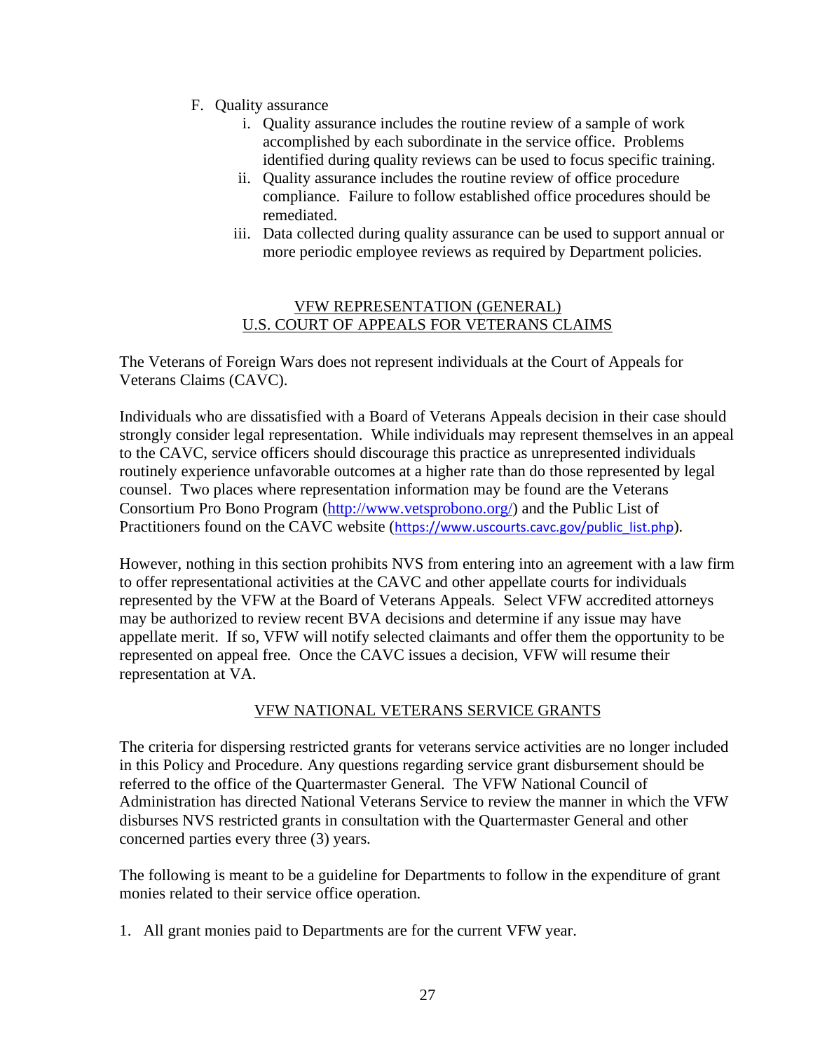F. Quality assurance
   i. Quality assurance includes the routine review of a sample of work accomplished by each subordinate in the service office. Problems identified during quality reviews can be used to focus specific training.
   ii. Quality assurance includes the routine review of office procedure compliance. Failure to follow established office procedures should be remediated.
   iii. Data collected during quality assurance can be used to support annual or more periodic employee reviews as required by Department policies.

## VFW REPRESENTATION (GENERAL)
## U.S. COURT OF APPEALS FOR VETERANS CLAIMS

The Veterans of Foreign Wars does not represent individuals at the Court of Appeals for Veterans Claims (CAVC).

Individuals who are dissatisfied with a Board of Veterans Appeals decision in their case should strongly consider legal representation. While individuals may represent themselves in an appeal to the CAVC, service officers should discourage this practice as unrepresented individuals routinely experience unfavorable outcomes at a higher rate than do those represented by legal counsel. Two places where representation information may be found are the Veterans Consortium Pro Bono Program (http://www.vetsprobono.org/) and the Public List of Practitioners found on the CAVC website (https://www.uscourts.cavc.gov/public_list.php).

However, nothing in this section prohibits NVS from entering into an agreement with a law firm to offer representational activities at the CAVC and other appellate courts for individuals represented by the VFW at the Board of Veterans Appeals. Select VFW accredited attorneys may be authorized to review recent BVA decisions and determine if any issue may have appellate merit. If so, VFW will notify selected claimants and offer them the opportunity to be represented on appeal free. Once the CAVC issues a decision, VFW will resume their representation at VA.

## VFW NATIONAL VETERANS SERVICE GRANTS

The criteria for dispersing restricted grants for veterans service activities are no longer included in this Policy and Procedure. Any questions regarding service grant disbursement should be referred to the office of the Quartermaster General. The VFW National Council of Administration has directed National Veterans Service to review the manner in which the VFW disburses NVS restricted grants in consultation with the Quartermaster General and other concerned parties every three (3) years.

The following is meant to be a guideline for Departments to follow in the expenditure of grant monies related to their service office operation.

1. All grant monies paid to Departments are for the current VFW year.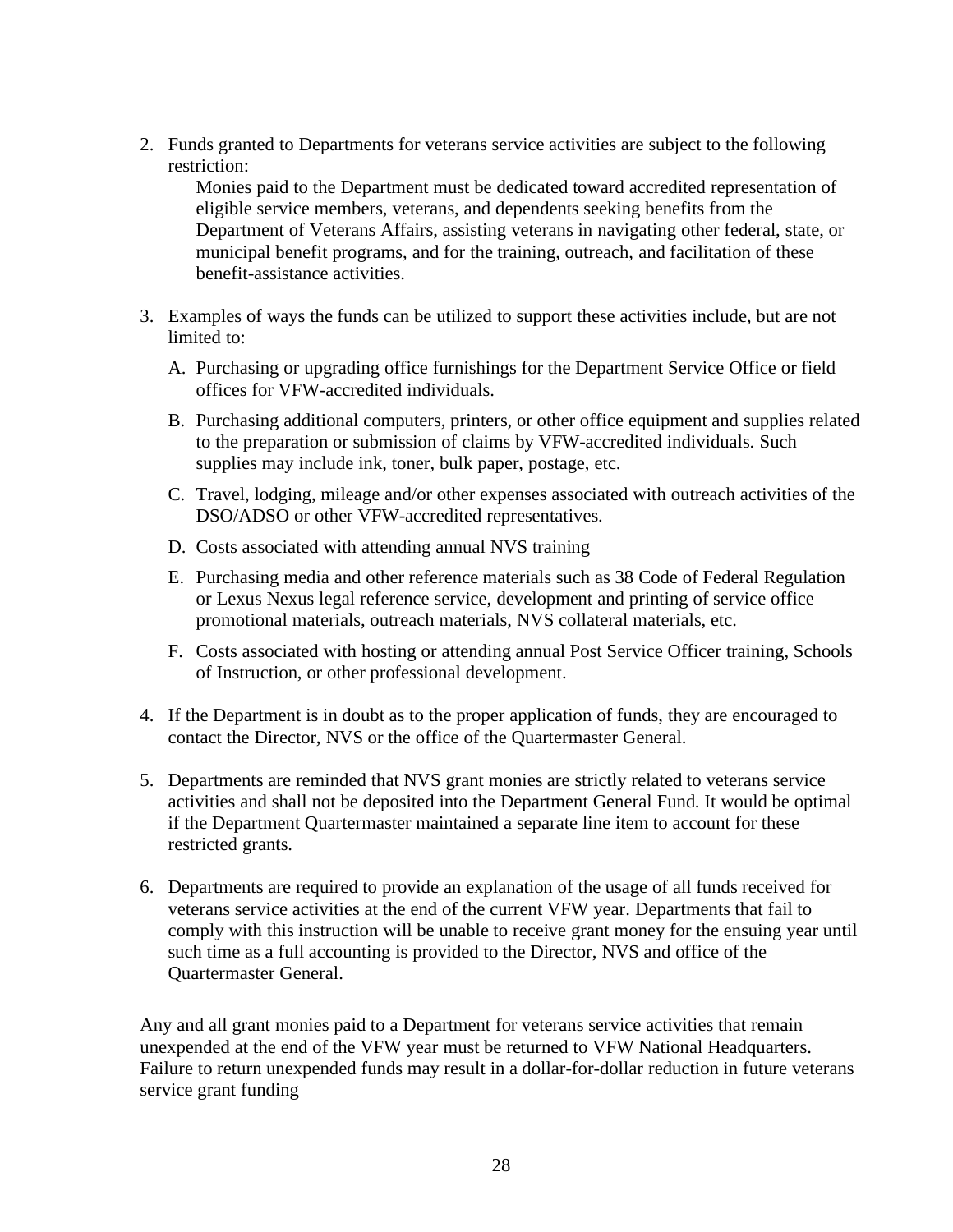2. Funds granted to Departments for veterans service activities are subject to the following restriction:

   Monies paid to the Department must be dedicated toward accredited representation of eligible service members, veterans, and dependents seeking benefits from the Department of Veterans Affairs, assisting veterans in navigating other federal, state, or municipal benefit programs, and for the training, outreach, and facilitation of these benefit-assistance activities.

3. Examples of ways the funds can be utilized to support these activities include, but are not limited to:

   A. Purchasing or upgrading office furnishings for the Department Service Office or field offices for VFW-accredited individuals.

   B. Purchasing additional computers, printers, or other office equipment and supplies related to the preparation or submission of claims by VFW-accredited individuals. Such supplies may include ink, toner, bulk paper, postage, etc.

   C. Travel, lodging, mileage and/or other expenses associated with outreach activities of the DSO/ADSO or other VFW-accredited representatives.

   D. Costs associated with attending annual NVS training

   E. Purchasing media and other reference materials such as 38 Code of Federal Regulation or Lexus Nexus legal reference service, development and printing of service office promotional materials, outreach materials, NVS collateral materials, etc.

   F. Costs associated with hosting or attending annual Post Service Officer training, Schools of Instruction, or other professional development.

4. If the Department is in doubt as to the proper application of funds, they are encouraged to contact the Director, NVS or the office of the Quartermaster General.

5. Departments are reminded that NVS grant monies are strictly related to veterans service activities and shall not be deposited into the Department General Fund. It would be optimal if the Department Quartermaster maintained a separate line item to account for these restricted grants.

6. Departments are required to provide an explanation of the usage of all funds received for veterans service activities at the end of the current VFW year. Departments that fail to comply with this instruction will be unable to receive grant money for the ensuing year until such time as a full accounting is provided to the Director, NVS and office of the Quartermaster General.

Any and all grant monies paid to a Department for veterans service activities that remain unexpended at the end of the VFW year must be returned to VFW National Headquarters. Failure to return unexpended funds may result in a dollar-for-dollar reduction in future veterans service grant funding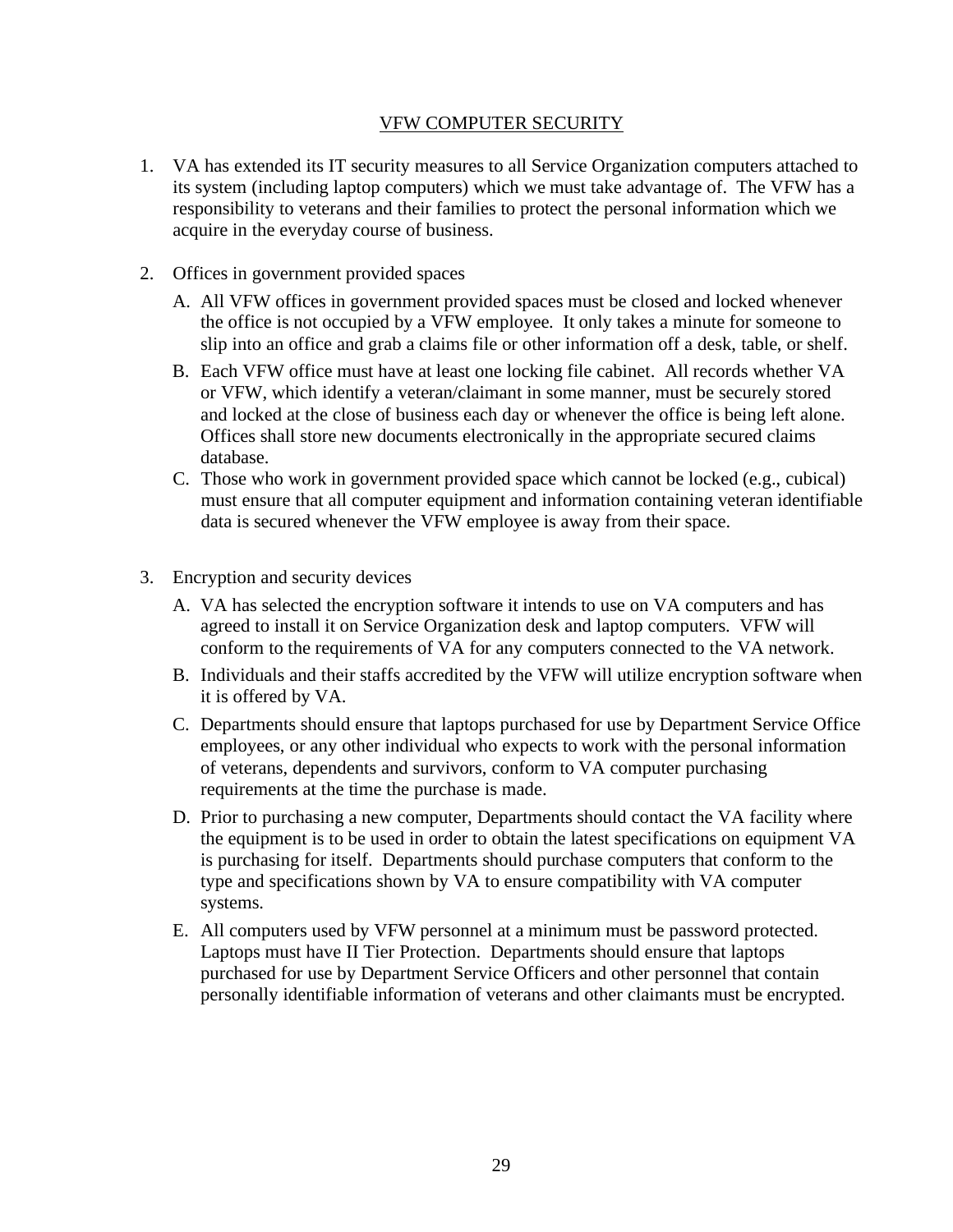## VFW COMPUTER SECURITY

1. VA has extended its IT security measures to all Service Organization computers attached to its system (including laptop computers) which we must take advantage of. The VFW has a responsibility to veterans and their families to protect the personal information which we acquire in the everyday course of business.

2. Offices in government provided spaces

   A. All VFW offices in government provided spaces must be closed and locked whenever the office is not occupied by a VFW employee. It only takes a minute for someone to slip into an office and grab a claims file or other information off a desk, table, or shelf.

   B. Each VFW office must have at least one locking file cabinet. All records whether VA or VFW, which identify a veteran/claimant in some manner, must be securely stored and locked at the close of business each day or whenever the office is being left alone. Offices shall store new documents electronically in the appropriate secured claims database.

   C. Those who work in government provided space which cannot be locked (e.g., cubical) must ensure that all computer equipment and information containing veteran identifiable data is secured whenever the VFW employee is away from their space.

3. Encryption and security devices

   A. VA has selected the encryption software it intends to use on VA computers and has agreed to install it on Service Organization desk and laptop computers. VFW will conform to the requirements of VA for any computers connected to the VA network.

   B. Individuals and their staffs accredited by the VFW will utilize encryption software when it is offered by VA.

   C. Departments should ensure that laptops purchased for use by Department Service Office employees, or any other individual who expects to work with the personal information of veterans, dependents and survivors, conform to VA computer purchasing requirements at the time the purchase is made.

   D. Prior to purchasing a new computer, Departments should contact the VA facility where the equipment is to be used in order to obtain the latest specifications on equipment VA is purchasing for itself. Departments should purchase computers that conform to the type and specifications shown by VA to ensure compatibility with VA computer systems.

   E. All computers used by VFW personnel at a minimum must be password protected. Laptops must have II Tier Protection. Departments should ensure that laptops purchased for use by Department Service Officers and other personnel that contain personally identifiable information of veterans and other claimants must be encrypted.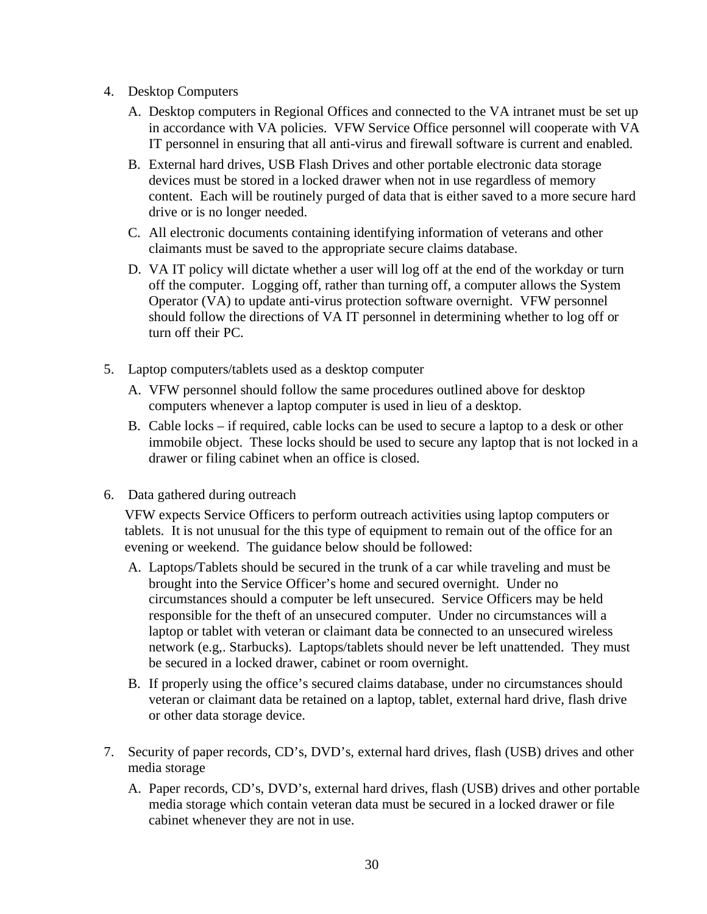4. Desktop Computers

   A. Desktop computers in Regional Offices and connected to the VA intranet must be set up in accordance with VA policies. VFW Service Office personnel will cooperate with VA IT personnel in ensuring that all anti-virus and firewall software is current and enabled.

   B. External hard drives, USB Flash Drives and other portable electronic data storage devices must be stored in a locked drawer when not in use regardless of memory content. Each will be routinely purged of data that is either saved to a more secure hard drive or is no longer needed.

   C. All electronic documents containing identifying information of veterans and other claimants must be saved to the appropriate secure claims database.

   D. VA IT policy will dictate whether a user will log off at the end of the workday or turn off the computer. Logging off, rather than turning off, a computer allows the System Operator (VA) to update anti-virus protection software overnight. VFW personnel should follow the directions of VA IT personnel in determining whether to log off or turn off their PC.

5. Laptop computers/tablets used as a desktop computer

   A. VFW personnel should follow the same procedures outlined above for desktop computers whenever a laptop computer is used in lieu of a desktop.

   B. Cable locks – if required, cable locks can be used to secure a laptop to a desk or other immobile object. These locks should be used to secure any laptop that is not locked in a drawer or filing cabinet when an office is closed.

6. Data gathered during outreach

   VFW expects Service Officers to perform outreach activities using laptop computers or tablets. It is not unusual for the this type of equipment to remain out of the office for an evening or weekend. The guidance below should be followed:

   A. Laptops/Tablets should be secured in the trunk of a car while traveling and must be brought into the Service Officer's home and secured overnight. Under no circumstances should a computer be left unsecured. Service Officers may be held responsible for the theft of an unsecured computer. Under no circumstances will a laptop or tablet with veteran or claimant data be connected to an unsecured wireless network (e.g,. Starbucks). Laptops/tablets should never be left unattended. They must be secured in a locked drawer, cabinet or room overnight.

   B. If properly using the office's secured claims database, under no circumstances should veteran or claimant data be retained on a laptop, tablet, external hard drive, flash drive or other data storage device.

7. Security of paper records, CD's, DVD's, external hard drives, flash (USB) drives and other media storage

   A. Paper records, CD's, DVD's, external hard drives, flash (USB) drives and other portable media storage which contain veteran data must be secured in a locked drawer or file cabinet whenever they are not in use.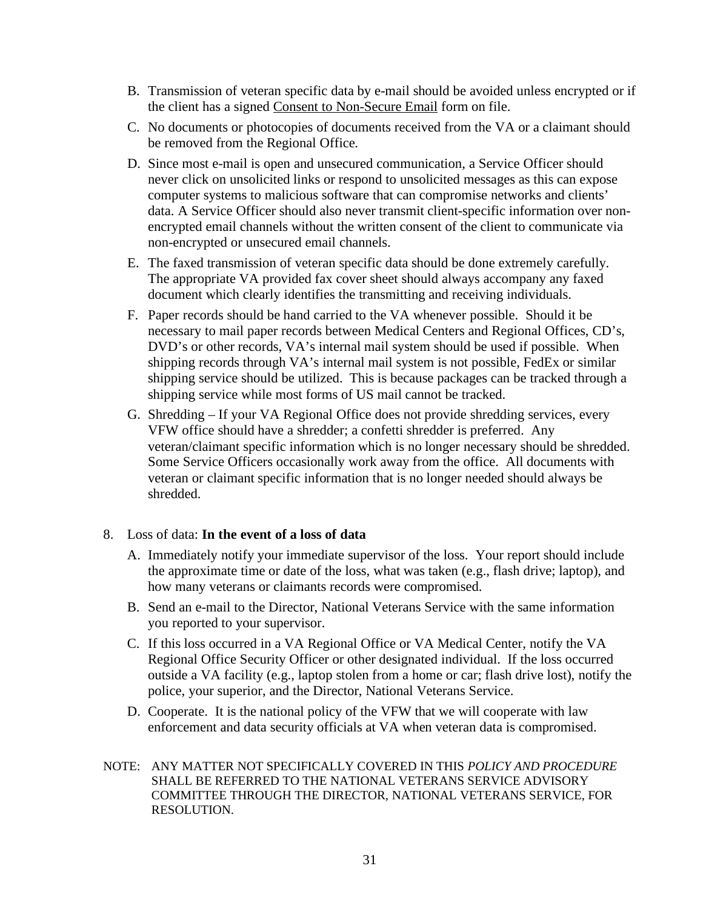B. Transmission of veteran specific data by e-mail should be avoided unless encrypted or if the client has a signed Consent to Non-Secure Email form on file.

C. No documents or photocopies of documents received from the VA or a claimant should be removed from the Regional Office.

D. Since most e-mail is open and unsecured communication, a Service Officer should never click on unsolicited links or respond to unsolicited messages as this can expose computer systems to malicious software that can compromise networks and clients' data. A Service Officer should also never transmit client-specific information over non-encrypted email channels without the written consent of the client to communicate via non-encrypted or unsecured email channels.

E. The faxed transmission of veteran specific data should be done extremely carefully. The appropriate VA provided fax cover sheet should always accompany any faxed document which clearly identifies the transmitting and receiving individuals.

F. Paper records should be hand carried to the VA whenever possible. Should it be necessary to mail paper records between Medical Centers and Regional Offices, CD's, DVD's or other records, VA's internal mail system should be used if possible. When shipping records through VA's internal mail system is not possible, FedEx or similar shipping service should be utilized. This is because packages can be tracked through a shipping service while most forms of US mail cannot be tracked.

G. Shredding – If your VA Regional Office does not provide shredding services, every VFW office should have a shredder; a confetti shredder is preferred. Any veteran/claimant specific information which is no longer necessary should be shredded. Some Service Officers occasionally work away from the office. All documents with veteran or claimant specific information that is no longer needed should always be shredded.

8. Loss of data: **In the event of a loss of data**

   A. Immediately notify your immediate supervisor of the loss. Your report should include the approximate time or date of the loss, what was taken (e.g., flash drive; laptop), and how many veterans or claimants records were compromised.

   B. Send an e-mail to the Director, National Veterans Service with the same information you reported to your supervisor.

   C. If this loss occurred in a VA Regional Office or VA Medical Center, notify the VA Regional Office Security Officer or other designated individual. If the loss occurred outside a VA facility (e.g., laptop stolen from a home or car; flash drive lost), notify the police, your superior, and the Director, National Veterans Service.

   D. Cooperate. It is the national policy of the VFW that we will cooperate with law enforcement and data security officials at VA when veteran data is compromised.

NOTE: ANY MATTER NOT SPECIFICALLY COVERED IN THIS *POLICY AND PROCEDURE* SHALL BE REFERRED TO THE NATIONAL VETERANS SERVICE ADVISORY COMMITTEE THROUGH THE DIRECTOR, NATIONAL VETERANS SERVICE, FOR RESOLUTION.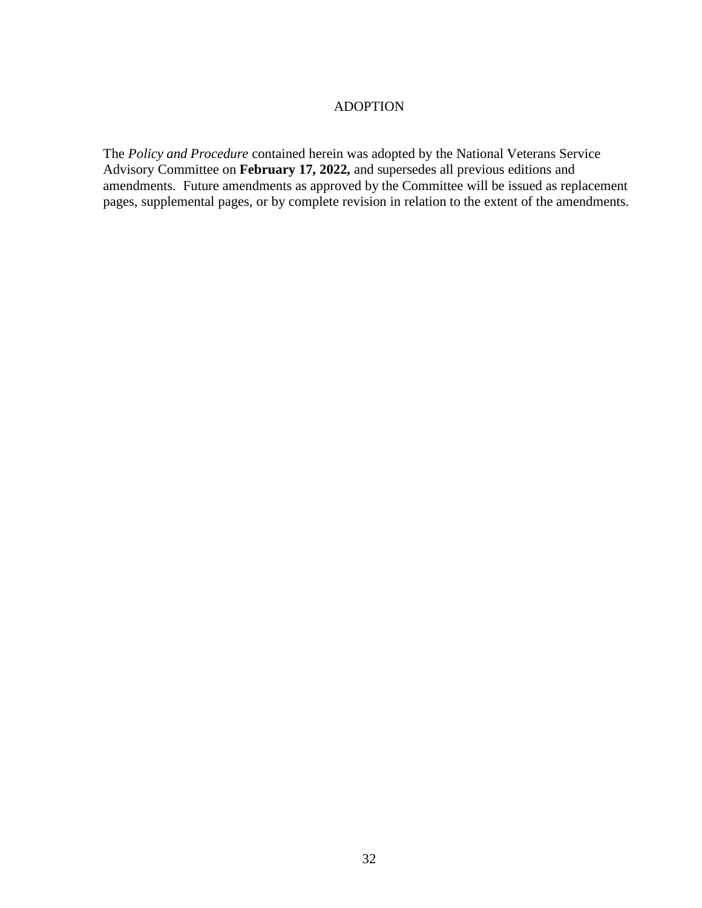# ADOPTION

The *Policy and Procedure* contained herein was adopted by the National Veterans Service Advisory Committee on **February 17, 2022,** and supersedes all previous editions and amendments. Future amendments as approved by the Committee will be issued as replacement pages, supplemental pages, or by complete revision in relation to the extent of the amendments.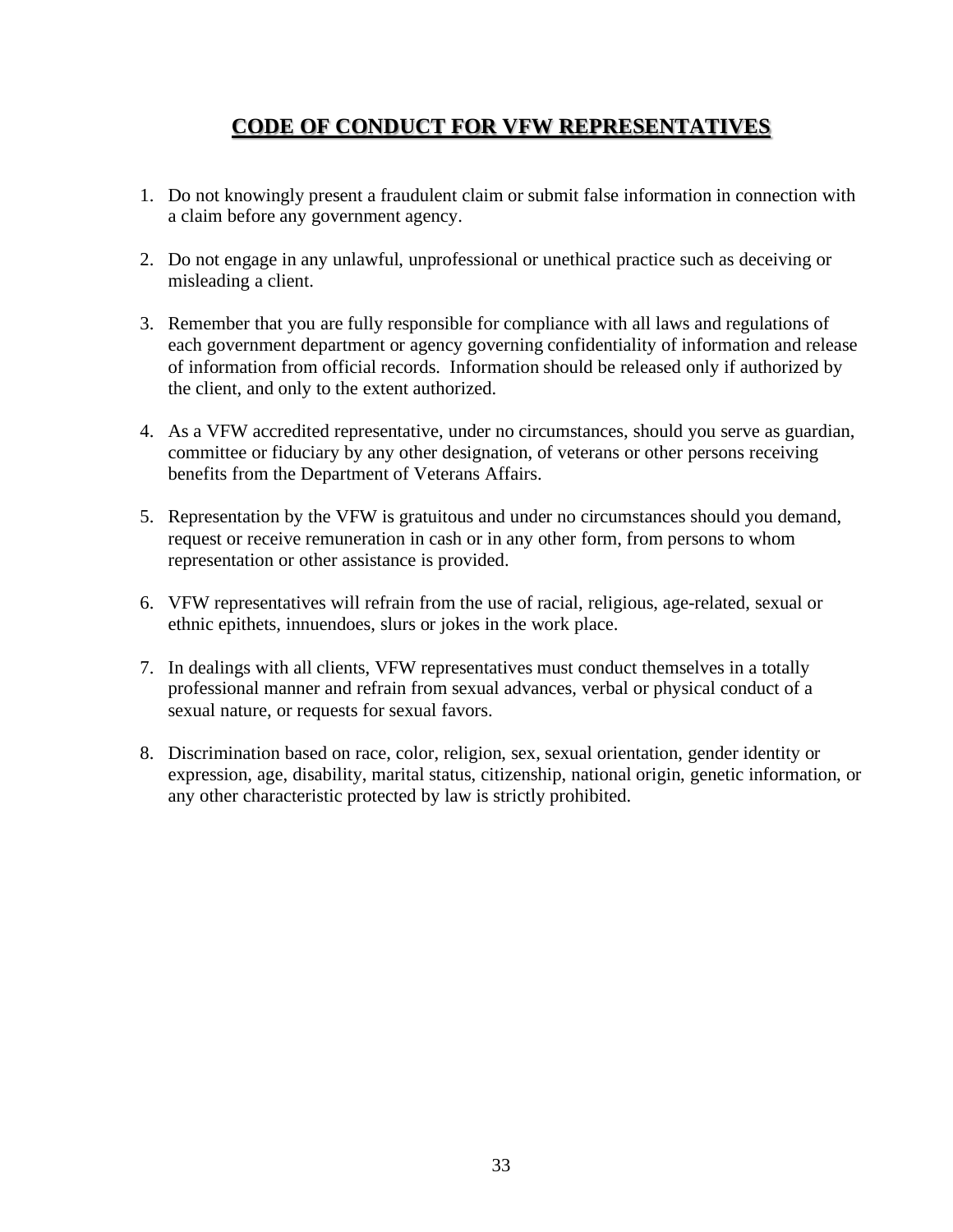# **CODE OF CONDUCT FOR VFW REPRESENTATIVES**

1. Do not knowingly present a fraudulent claim or submit false information in connection with a claim before any government agency.

2. Do not engage in any unlawful, unprofessional or unethical practice such as deceiving or misleading a client.

3. Remember that you are fully responsible for compliance with all laws and regulations of each government department or agency governing confidentiality of information and release of information from official records. Information should be released only if authorized by the client, and only to the extent authorized.

4. As a VFW accredited representative, under no circumstances, should you serve as guardian, committee or fiduciary by any other designation, of veterans or other persons receiving benefits from the Department of Veterans Affairs.

5. Representation by the VFW is gratuitous and under no circumstances should you demand, request or receive remuneration in cash or in any other form, from persons to whom representation or other assistance is provided.

6. VFW representatives will refrain from the use of racial, religious, age-related, sexual or ethnic epithets, innuendoes, slurs or jokes in the work place.

7. In dealings with all clients, VFW representatives must conduct themselves in a totally professional manner and refrain from sexual advances, verbal or physical conduct of a sexual nature, or requests for sexual favors.

8. Discrimination based on race, color, religion, sex, sexual orientation, gender identity or expression, age, disability, marital status, citizenship, national origin, genetic information, or any other characteristic protected by law is strictly prohibited.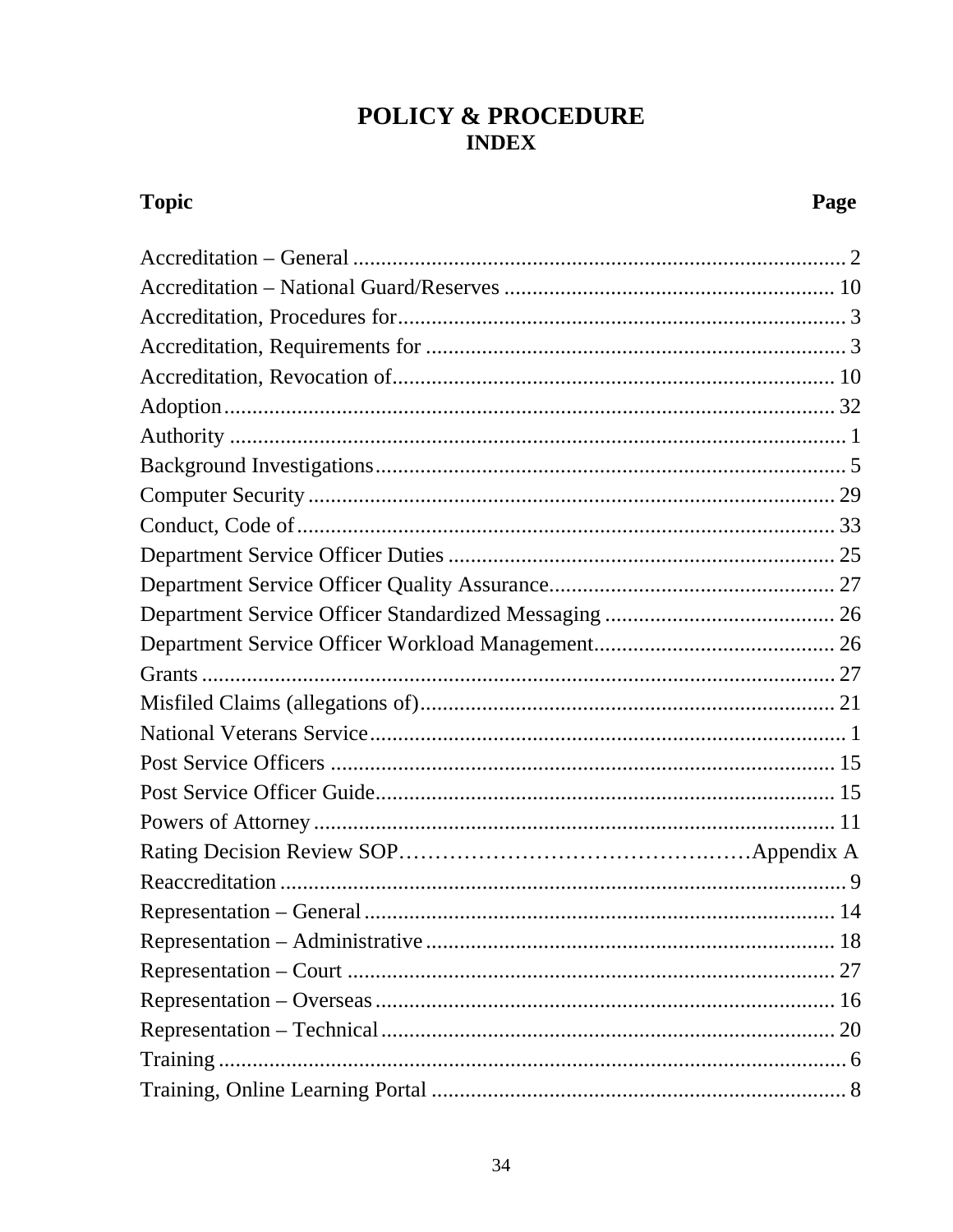# POLICY & PROCEDURE
## INDEX

| Topic | Page |
|---|---|
| Accreditation – General | 2 |
| Accreditation – National Guard/Reserves | 10 |
| Accreditation, Procedures for | 3 |
| Accreditation, Requirements for | 3 |
| Accreditation, Revocation of | 10 |
| Adoption | 32 |
| Authority | 1 |
| Background Investigations | 5 |
| Computer Security | 29 |
| Conduct, Code of | 33 |
| Department Service Officer Duties | 25 |
| Department Service Officer Quality Assurance | 27 |
| Department Service Officer Standardized Messaging | 26 |
| Department Service Officer Workload Management | 26 |
| Grants | 27 |
| Misfiled Claims (allegations of) | 21 |
| National Veterans Service | 1 |
| Post Service Officers | 15 |
| Post Service Officer Guide | 15 |
| Powers of Attorney | 11 |
| Rating Decision Review SOP | Appendix A |
| Reaccreditation | 9 |
| Representation – General | 14 |
| Representation – Administrative | 18 |
| Representation – Court | 27 |
| Representation – Overseas | 16 |
| Representation – Technical | 20 |
| Training | 6 |
| Training, Online Learning Portal | 8 |